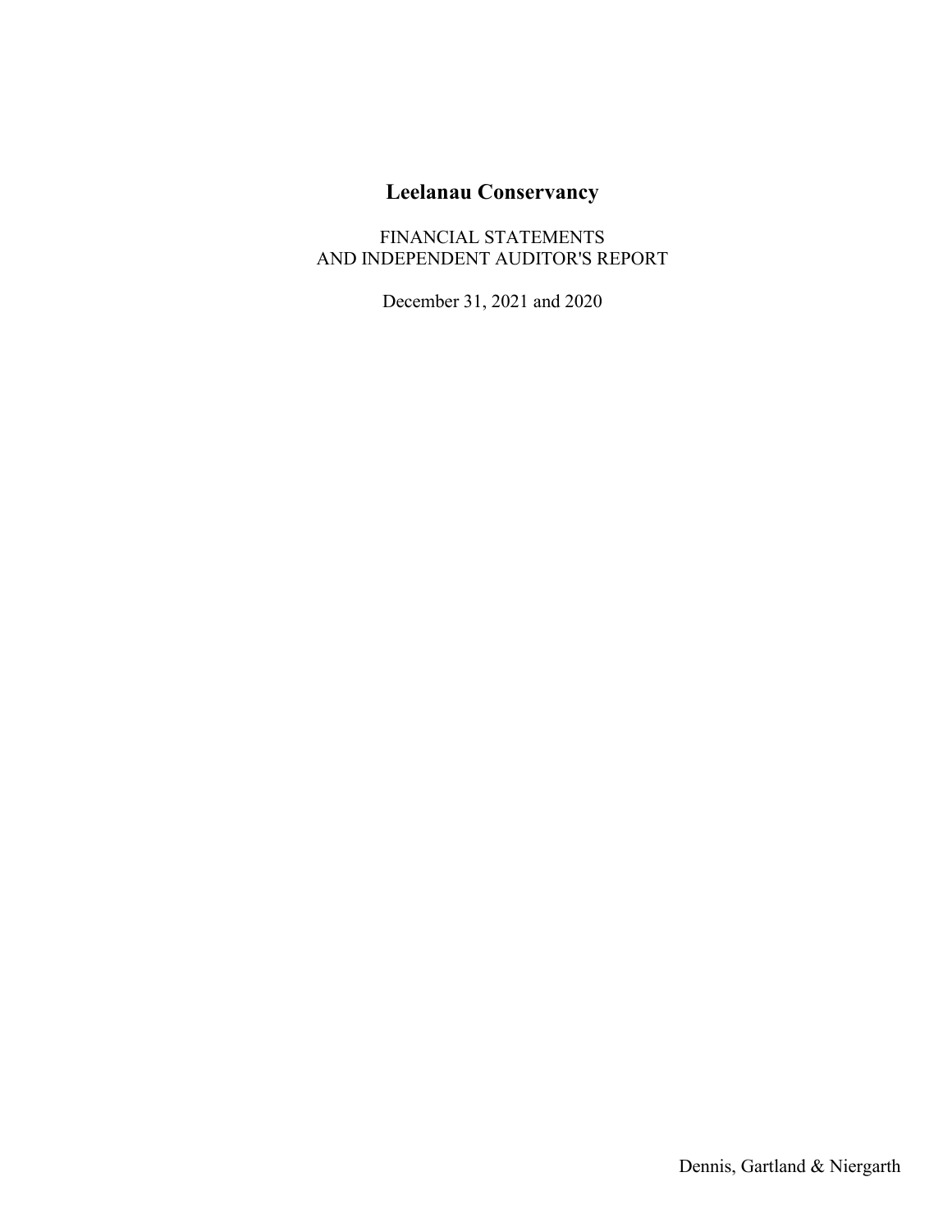# Leelanau Conservancy

FINANCIAL STATEMENTS
AND INDEPENDENT AUDITOR'S REPORT

December 31, 2021 and 2020

Dennis, Gartland & Niergarth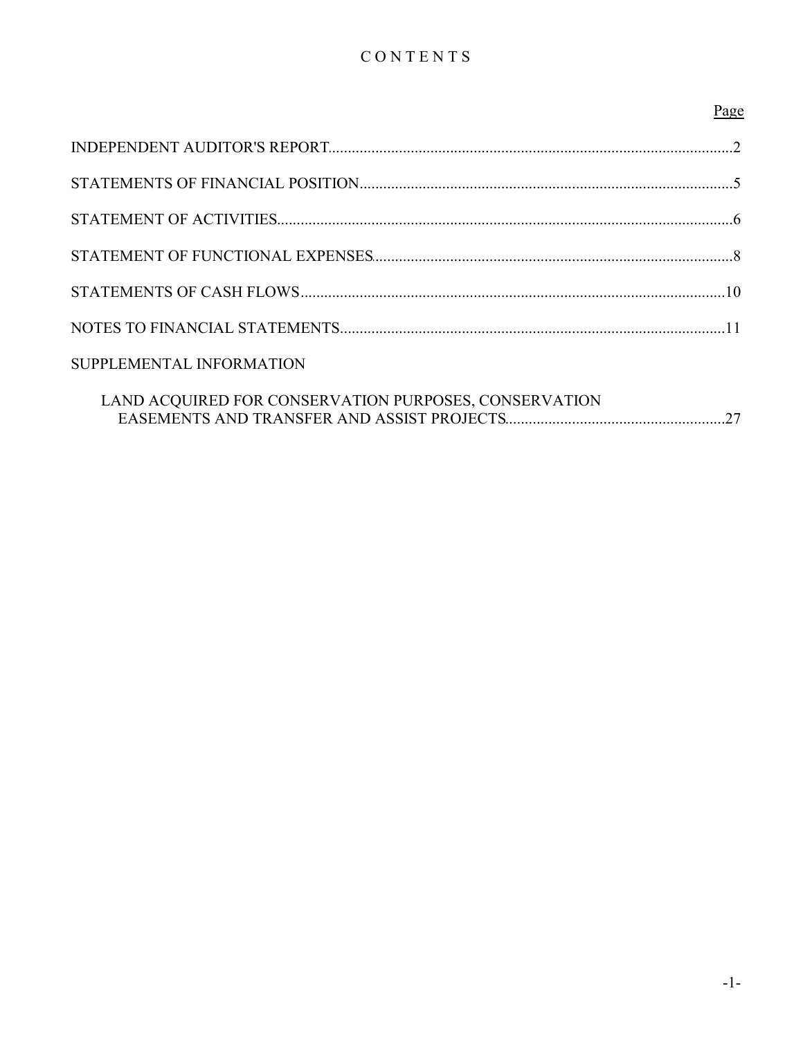# CONTENTS

| | Page |
|---|---|
| INDEPENDENT AUDITOR'S REPORT | 2 |
| STATEMENTS OF FINANCIAL POSITION | 5 |
| STATEMENT OF ACTIVITIES | 6 |
| STATEMENT OF FUNCTIONAL EXPENSES | 8 |
| STATEMENTS OF CASH FLOWS | 10 |
| NOTES TO FINANCIAL STATEMENTS | 11 |
| SUPPLEMENTAL INFORMATION | |
| LAND ACQUIRED FOR CONSERVATION PURPOSES, CONSERVATION EASEMENTS AND TRANSFER AND ASSIST PROJECTS | 27 |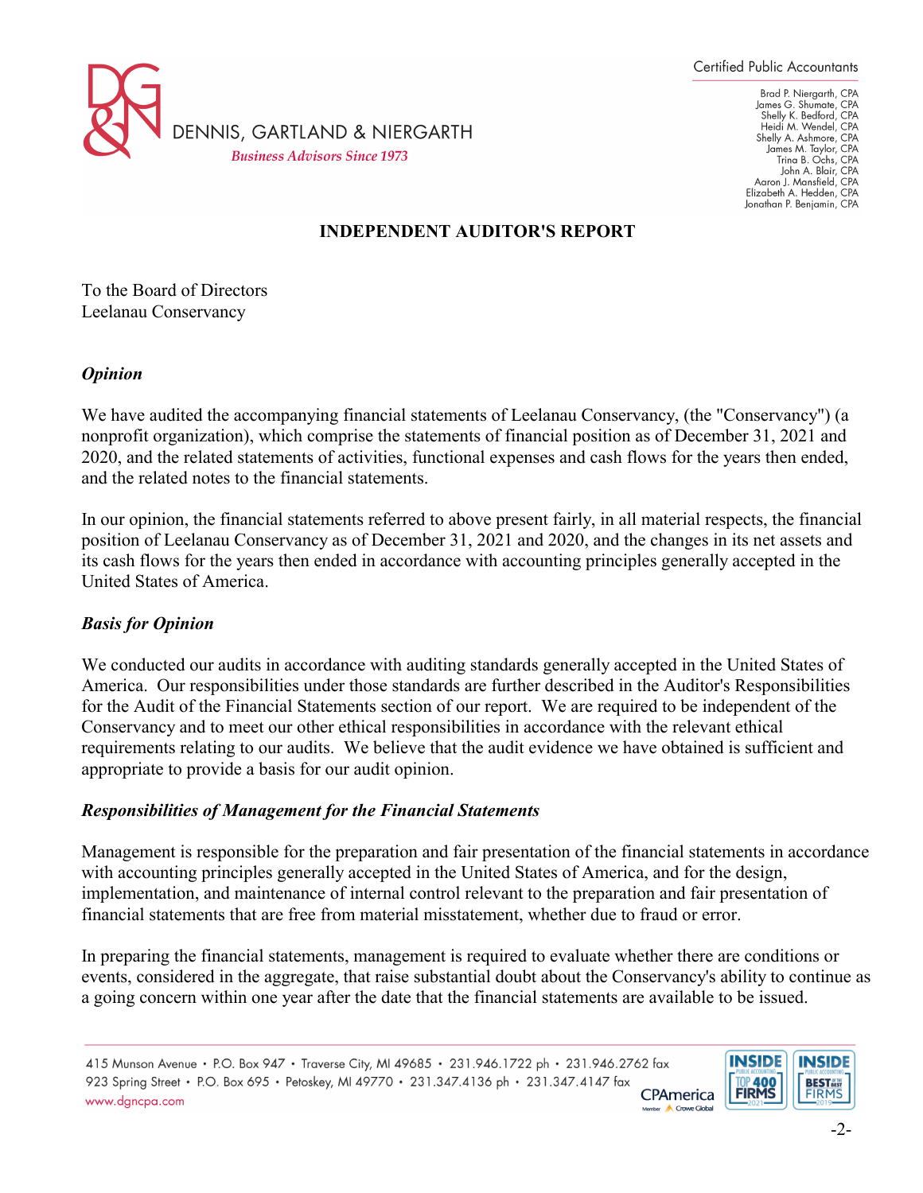Certified Public Accountants

DENNIS, GARTLAND & NIERGARTH

*Business Advisors Since 1973*

Brad P. Niergarth, CPA
James G. Shumate, CPA
Shelly K. Bedford, CPA
Heidi M. Wendel, CPA
Shelly A. Ashmore, CPA
James M. Taylor, CPA
Trina B. Ochs, CPA
John A. Blair, CPA
Aaron J. Mansfield, CPA
Elizabeth A. Hedden, CPA
Jonathan P. Benjamin, CPA

## INDEPENDENT AUDITOR'S REPORT

To the Board of Directors
Leelanau Conservancy

### *Opinion*

We have audited the accompanying financial statements of Leelanau Conservancy, (the "Conservancy") (a nonprofit organization), which comprise the statements of financial position as of December 31, 2021 and 2020, and the related statements of activities, functional expenses and cash flows for the years then ended, and the related notes to the financial statements.

In our opinion, the financial statements referred to above present fairly, in all material respects, the financial position of Leelanau Conservancy as of December 31, 2021 and 2020, and the changes in its net assets and its cash flows for the years then ended in accordance with accounting principles generally accepted in the United States of America.

### *Basis for Opinion*

We conducted our audits in accordance with auditing standards generally accepted in the United States of America. Our responsibilities under those standards are further described in the Auditor's Responsibilities for the Audit of the Financial Statements section of our report. We are required to be independent of the Conservancy and to meet our other ethical responsibilities in accordance with the relevant ethical requirements relating to our audits. We believe that the audit evidence we have obtained is sufficient and appropriate to provide a basis for our audit opinion.

### *Responsibilities of Management for the Financial Statements*

Management is responsible for the preparation and fair presentation of the financial statements in accordance with accounting principles generally accepted in the United States of America, and for the design, implementation, and maintenance of internal control relevant to the preparation and fair presentation of financial statements that are free from material misstatement, whether due to fraud or error.

In preparing the financial statements, management is required to evaluate whether there are conditions or events, considered in the aggregate, that raise substantial doubt about the Conservancy's ability to continue as a going concern within one year after the date that the financial statements are available to be issued.

415 Munson Avenue • P.O. Box 947 • Traverse City, MI 49685 • 231.946.1722 ph • 231.946.2762 fax
923 Spring Street • P.O. Box 695 • Petoskey, MI 49770 • 231.347.4136 ph • 231.347.4147 fax
www.dgncpa.com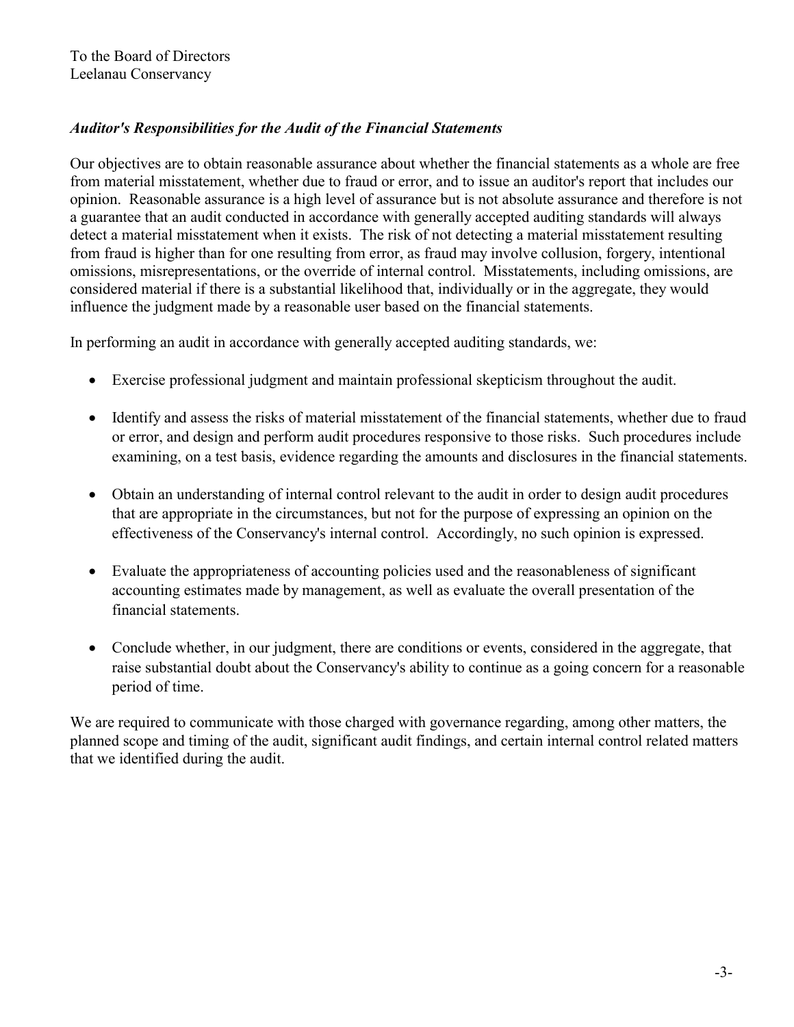To the Board of Directors
Leelanau Conservancy

***Auditor's Responsibilities for the Audit of the Financial Statements***

Our objectives are to obtain reasonable assurance about whether the financial statements as a whole are free from material misstatement, whether due to fraud or error, and to issue an auditor's report that includes our opinion. Reasonable assurance is a high level of assurance but is not absolute assurance and therefore is not a guarantee that an audit conducted in accordance with generally accepted auditing standards will always detect a material misstatement when it exists. The risk of not detecting a material misstatement resulting from fraud is higher than for one resulting from error, as fraud may involve collusion, forgery, intentional omissions, misrepresentations, or the override of internal control. Misstatements, including omissions, are considered material if there is a substantial likelihood that, individually or in the aggregate, they would influence the judgment made by a reasonable user based on the financial statements.

In performing an audit in accordance with generally accepted auditing standards, we:

- Exercise professional judgment and maintain professional skepticism throughout the audit.
- Identify and assess the risks of material misstatement of the financial statements, whether due to fraud or error, and design and perform audit procedures responsive to those risks. Such procedures include examining, on a test basis, evidence regarding the amounts and disclosures in the financial statements.
- Obtain an understanding of internal control relevant to the audit in order to design audit procedures that are appropriate in the circumstances, but not for the purpose of expressing an opinion on the effectiveness of the Conservancy's internal control. Accordingly, no such opinion is expressed.
- Evaluate the appropriateness of accounting policies used and the reasonableness of significant accounting estimates made by management, as well as evaluate the overall presentation of the financial statements.
- Conclude whether, in our judgment, there are conditions or events, considered in the aggregate, that raise substantial doubt about the Conservancy's ability to continue as a going concern for a reasonable period of time.

We are required to communicate with those charged with governance regarding, among other matters, the planned scope and timing of the audit, significant audit findings, and certain internal control related matters that we identified during the audit.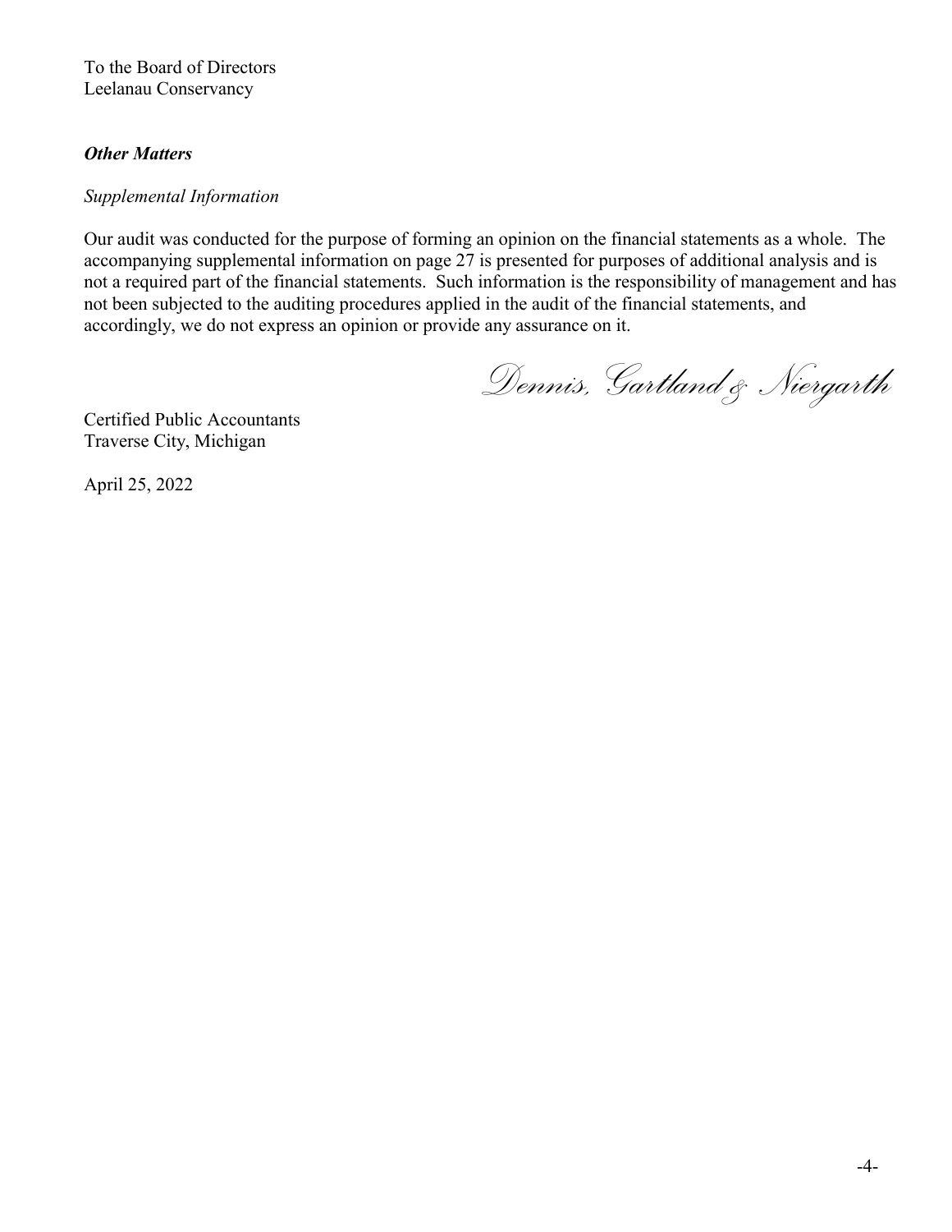To the Board of Directors
Leelanau Conservancy

***Other Matters***

*Supplemental Information*

Our audit was conducted for the purpose of forming an opinion on the financial statements as a whole. The accompanying supplemental information on page 27 is presented for purposes of additional analysis and is not a required part of the financial statements. Such information is the responsibility of management and has not been subjected to the auditing procedures applied in the audit of the financial statements, and accordingly, we do not express an opinion or provide any assurance on it.

*Dennis, Gartland & Niergarth*

Certified Public Accountants
Traverse City, Michigan

April 25, 2022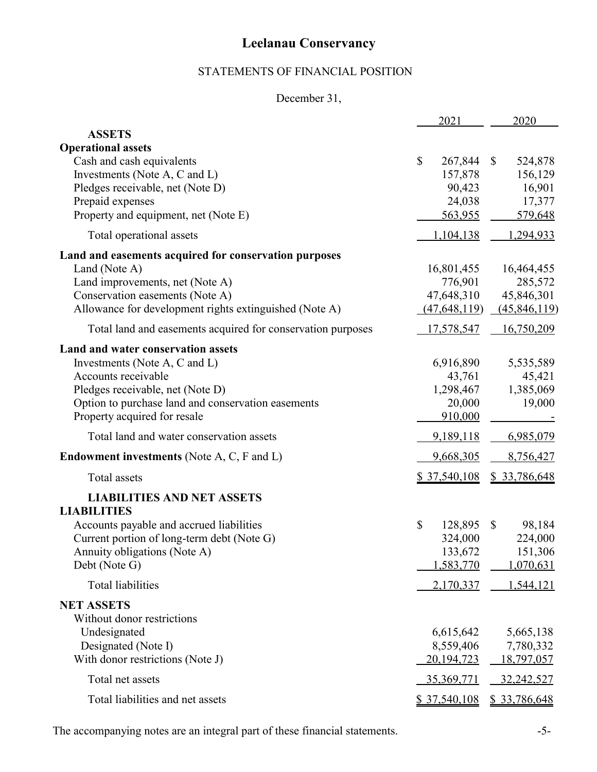# Leelanau Conservancy

## STATEMENTS OF FINANCIAL POSITION

December 31,

| | 2021 | 2020 |
|---|---|---|
| **ASSETS** | | |
| **Operational assets** | | |
| Cash and cash equivalents | $ 267,844 | $ 524,878 |
| Investments (Note A, C and L) | 157,878 | 156,129 |
| Pledges receivable, net (Note D) | 90,423 | 16,901 |
| Prepaid expenses | 24,038 | 17,377 |
| Property and equipment, net (Note E) | 563,955 | 579,648 |
| Total operational assets | 1,104,138 | 1,294,933 |
| **Land and easements acquired for conservation purposes** | | |
| Land (Note A) | 16,801,455 | 16,464,455 |
| Land improvements, net (Note A) | 776,901 | 285,572 |
| Conservation easements (Note A) | 47,648,310 | 45,846,301 |
| Allowance for development rights extinguished (Note A) | (47,648,119) | (45,846,119) |
| Total land and easements acquired for conservation purposes | 17,578,547 | 16,750,209 |
| **Land and water conservation assets** | | |
| Investments (Note A, C and L) | 6,916,890 | 5,535,589 |
| Accounts receivable | 43,761 | 45,421 |
| Pledges receivable, net (Note D) | 1,298,467 | 1,385,069 |
| Option to purchase land and conservation easements | 20,000 | 19,000 |
| Property acquired for resale | 910,000 | - |
| Total land and water conservation assets | 9,189,118 | 6,985,079 |
| **Endowment investments** (Note A, C, F and L) | 9,668,305 | 8,756,427 |
| Total assets | $ 37,540,108 | $ 33,786,648 |
| **LIABILITIES AND NET ASSETS** | | |
| **LIABILITIES** | | |
| Accounts payable and accrued liabilities | $ 128,895 | $ 98,184 |
| Current portion of long-term debt (Note G) | 324,000 | 224,000 |
| Annuity obligations (Note A) | 133,672 | 151,306 |
| Debt (Note G) | 1,583,770 | 1,070,631 |
| Total liabilities | 2,170,337 | 1,544,121 |
| **NET ASSETS** | | |
| Without donor restrictions | | |
| Undesignated | 6,615,642 | 5,665,138 |
| Designated (Note I) | 8,559,406 | 7,780,332 |
| With donor restrictions (Note J) | 20,194,723 | 18,797,057 |
| Total net assets | 35,369,771 | 32,242,527 |
| Total liabilities and net assets | $ 37,540,108 | $ 33,786,648 |

The accompanying notes are an integral part of these financial statements.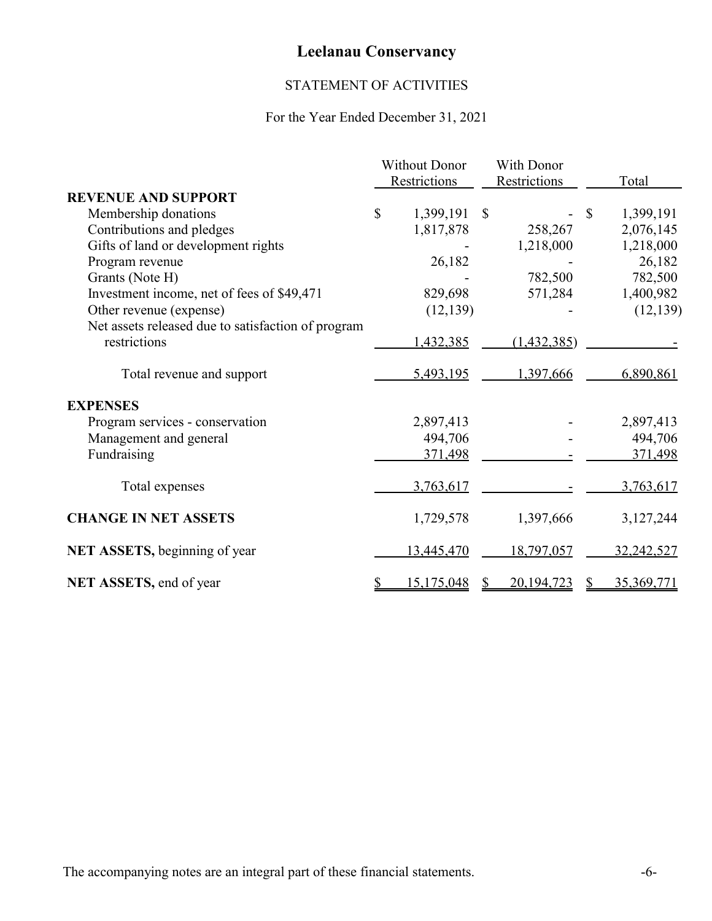# Leelanau Conservancy

## STATEMENT OF ACTIVITIES

For the Year Ended December 31, 2021

| | Without Donor Restrictions | With Donor Restrictions | Total |
|---|---|---|---|
| **REVENUE AND SUPPORT** | | | |
| Membership donations | $ 1,399,191 | $ - | $ 1,399,191 |
| Contributions and pledges | 1,817,878 | 258,267 | 2,076,145 |
| Gifts of land or development rights | - | 1,218,000 | 1,218,000 |
| Program revenue | 26,182 | - | 26,182 |
| Grants (Note H) | - | 782,500 | 782,500 |
| Investment income, net of fees of $49,471 | 829,698 | 571,284 | 1,400,982 |
| Other revenue (expense) | (12,139) | - | (12,139) |
| Net assets released due to satisfaction of program restrictions | 1,432,385 | (1,432,385) | - |
| Total revenue and support | 5,493,195 | 1,397,666 | 6,890,861 |
| **EXPENSES** | | | |
| Program services - conservation | 2,897,413 | - | 2,897,413 |
| Management and general | 494,706 | - | 494,706 |
| Fundraising | 371,498 | - | 371,498 |
| Total expenses | 3,763,617 | - | 3,763,617 |
| **CHANGE IN NET ASSETS** | 1,729,578 | 1,397,666 | 3,127,244 |
| **NET ASSETS,** beginning of year | 13,445,470 | 18,797,057 | 32,242,527 |
| **NET ASSETS,** end of year | $ 15,175,048 | $ 20,194,723 | $ 35,369,771 |

The accompanying notes are an integral part of these financial statements.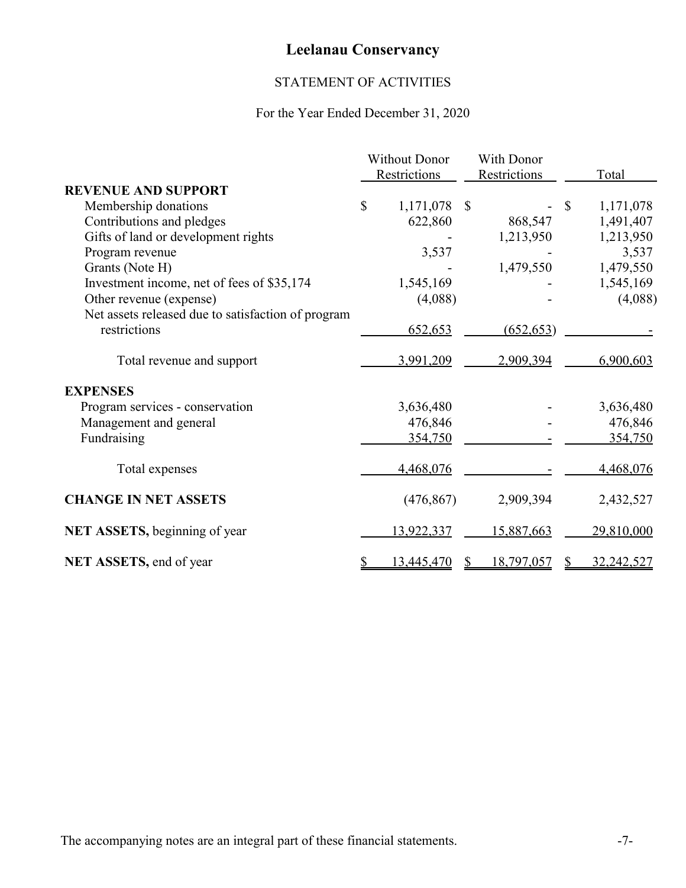# Leelanau Conservancy

## STATEMENT OF ACTIVITIES

For the Year Ended December 31, 2020

| | Without Donor Restrictions | With Donor Restrictions | Total |
|---|---|---|---|
| **REVENUE AND SUPPORT** | | | |
| Membership donations | $ 1,171,078 | $ - | $ 1,171,078 |
| Contributions and pledges | 622,860 | 868,547 | 1,491,407 |
| Gifts of land or development rights | - | 1,213,950 | 1,213,950 |
| Program revenue | 3,537 | - | 3,537 |
| Grants (Note H) | - | 1,479,550 | 1,479,550 |
| Investment income, net of fees of $35,174 | 1,545,169 | - | 1,545,169 |
| Other revenue (expense) | (4,088) | - | (4,088) |
| Net assets released due to satisfaction of program restrictions | 652,653 | (652,653) | - |
| Total revenue and support | 3,991,209 | 2,909,394 | 6,900,603 |
| **EXPENSES** | | | |
| Program services - conservation | 3,636,480 | - | 3,636,480 |
| Management and general | 476,846 | - | 476,846 |
| Fundraising | 354,750 | - | 354,750 |
| Total expenses | 4,468,076 | - | 4,468,076 |
| **CHANGE IN NET ASSETS** | (476,867) | 2,909,394 | 2,432,527 |
| **NET ASSETS,** beginning of year | 13,922,337 | 15,887,663 | 29,810,000 |
| **NET ASSETS,** end of year | $ 13,445,470 | $ 18,797,057 | $ 32,242,527 |

The accompanying notes are an integral part of these financial statements.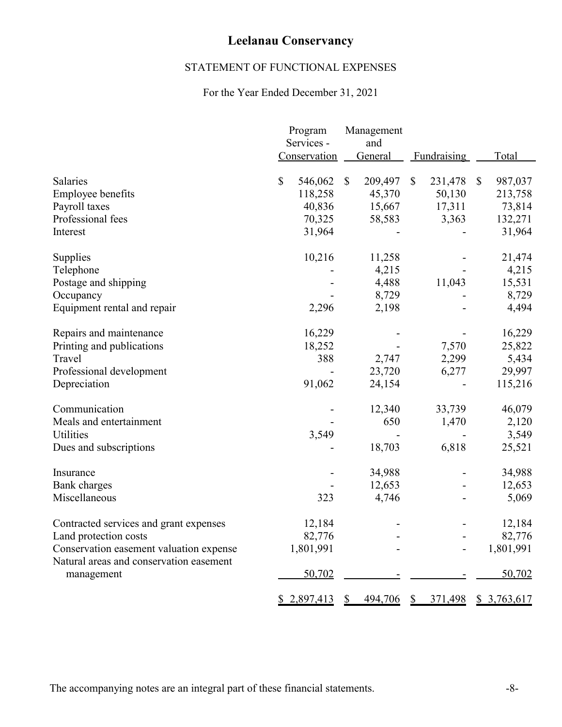# Leelanau Conservancy

## STATEMENT OF FUNCTIONAL EXPENSES

For the Year Ended December 31, 2021

| | Program Services - Conservation | Management and General | Fundraising | Total |
|---|---|---|---|---|
| Salaries | $ 546,062 | $ 209,497 | $ 231,478 | $ 987,037 |
| Employee benefits | 118,258 | 45,370 | 50,130 | 213,758 |
| Payroll taxes | 40,836 | 15,667 | 17,311 | 73,814 |
| Professional fees | 70,325 | 58,583 | 3,363 | 132,271 |
| Interest | 31,964 | - | - | 31,964 |
| Supplies | 10,216 | 11,258 | - | 21,474 |
| Telephone | - | 4,215 | - | 4,215 |
| Postage and shipping | - | 4,488 | 11,043 | 15,531 |
| Occupancy | - | 8,729 | - | 8,729 |
| Equipment rental and repair | 2,296 | 2,198 | - | 4,494 |
| Repairs and maintenance | 16,229 | - | - | 16,229 |
| Printing and publications | 18,252 | - | 7,570 | 25,822 |
| Travel | 388 | 2,747 | 2,299 | 5,434 |
| Professional development | - | 23,720 | 6,277 | 29,997 |
| Depreciation | 91,062 | 24,154 | - | 115,216 |
| Communication | - | 12,340 | 33,739 | 46,079 |
| Meals and entertainment | - | 650 | 1,470 | 2,120 |
| Utilities | 3,549 | - | - | 3,549 |
| Dues and subscriptions | - | 18,703 | 6,818 | 25,521 |
| Insurance | - | 34,988 | - | 34,988 |
| Bank charges | - | 12,653 | - | 12,653 |
| Miscellaneous | 323 | 4,746 | - | 5,069 |
| Contracted services and grant expenses | 12,184 | - | - | 12,184 |
| Land protection costs | 82,776 | - | - | 82,776 |
| Conservation easement valuation expense | 1,801,991 | - | - | 1,801,991 |
| Natural areas and conservation easement management | 50,702 | - | - | 50,702 |
| | $ 2,897,413 | $ 494,706 | $ 371,498 | $ 3,763,617 |

The accompanying notes are an integral part of these financial statements.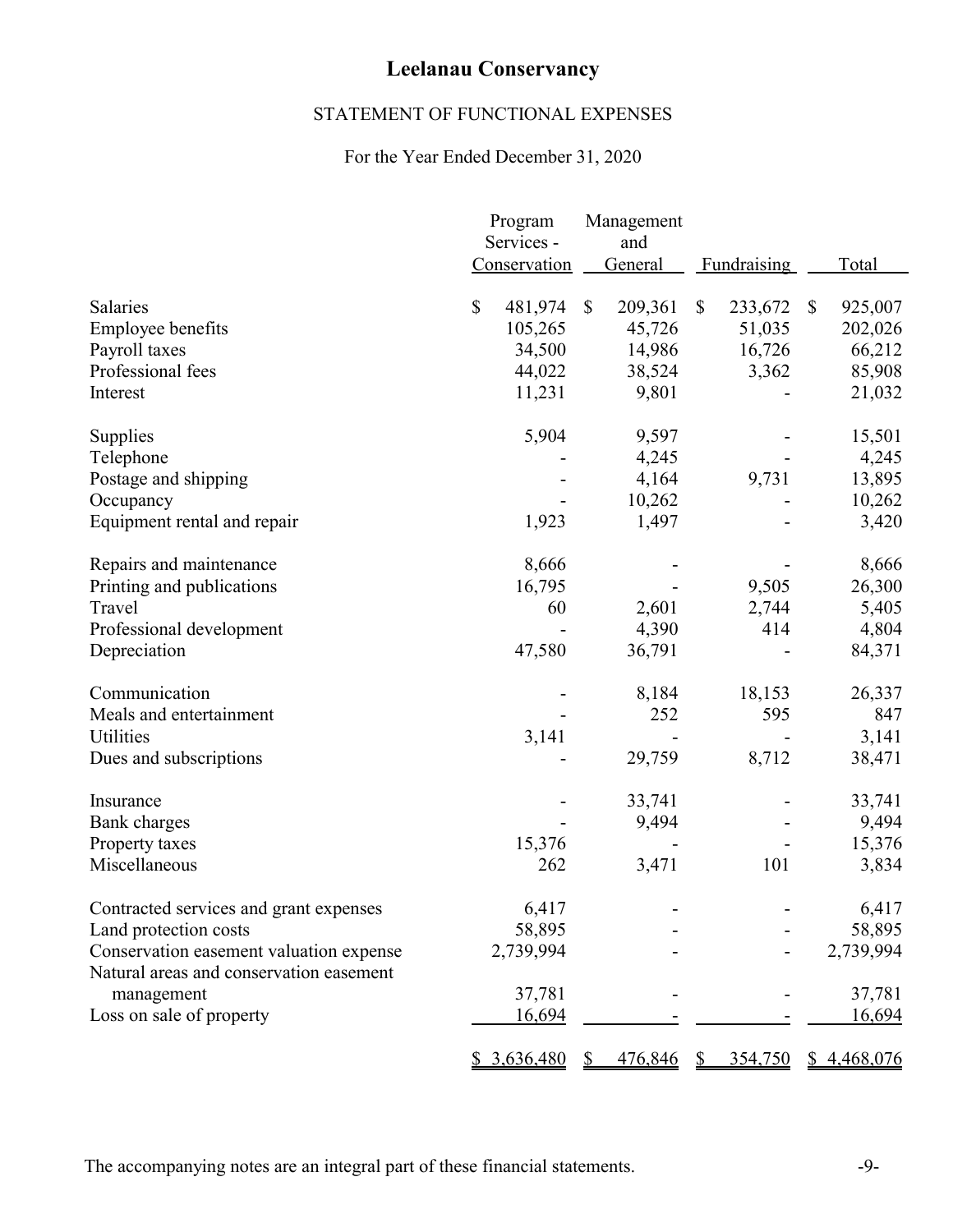# Leelanau Conservancy

## STATEMENT OF FUNCTIONAL EXPENSES

For the Year Ended December 31, 2020

| | Program Services - Conservation | Management and General | Fundraising | Total |
|---|---|---|---|---|
| Salaries | $ 481,974 | $ 209,361 | $ 233,672 | $ 925,007 |
| Employee benefits | 105,265 | 45,726 | 51,035 | 202,026 |
| Payroll taxes | 34,500 | 14,986 | 16,726 | 66,212 |
| Professional fees | 44,022 | 38,524 | 3,362 | 85,908 |
| Interest | 11,231 | 9,801 | - | 21,032 |
| Supplies | 5,904 | 9,597 | - | 15,501 |
| Telephone | - | 4,245 | - | 4,245 |
| Postage and shipping | - | 4,164 | 9,731 | 13,895 |
| Occupancy | - | 10,262 | - | 10,262 |
| Equipment rental and repair | 1,923 | 1,497 | - | 3,420 |
| Repairs and maintenance | 8,666 | - | - | 8,666 |
| Printing and publications | 16,795 | - | 9,505 | 26,300 |
| Travel | 60 | 2,601 | 2,744 | 5,405 |
| Professional development | - | 4,390 | 414 | 4,804 |
| Depreciation | 47,580 | 36,791 | - | 84,371 |
| Communication | - | 8,184 | 18,153 | 26,337 |
| Meals and entertainment | - | 252 | 595 | 847 |
| Utilities | 3,141 | - | - | 3,141 |
| Dues and subscriptions | - | 29,759 | 8,712 | 38,471 |
| Insurance | - | 33,741 | - | 33,741 |
| Bank charges | - | 9,494 | - | 9,494 |
| Property taxes | 15,376 | - | - | 15,376 |
| Miscellaneous | 262 | 3,471 | 101 | 3,834 |
| Contracted services and grant expenses | 6,417 | - | - | 6,417 |
| Land protection costs | 58,895 | - | - | 58,895 |
| Conservation easement valuation expense | 2,739,994 | - | - | 2,739,994 |
| Natural areas and conservation easement management | 37,781 | - | - | 37,781 |
| Loss on sale of property | 16,694 | - | - | 16,694 |
| | $ 3,636,480 | $ 476,846 | $ 354,750 | $ 4,468,076 |

The accompanying notes are an integral part of these financial statements.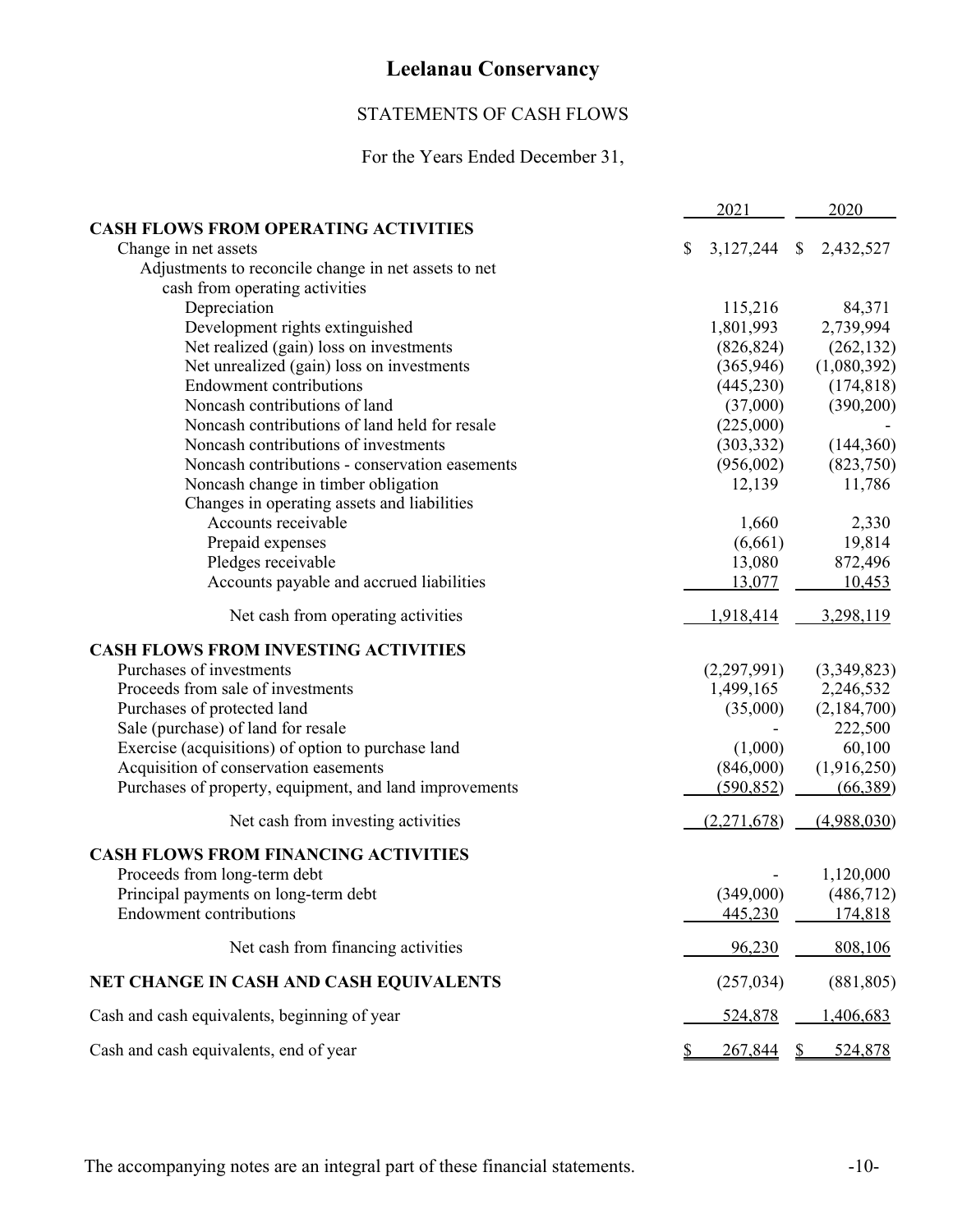# Leelanau Conservancy

## STATEMENTS OF CASH FLOWS

For the Years Ended December 31,

| | 2021 | 2020 |
|---|---|---|
| **CASH FLOWS FROM OPERATING ACTIVITIES** | | |
| Change in net assets | $ 3,127,244 | $ 2,432,527 |
| Adjustments to reconcile change in net assets to net cash from operating activities | | |
| Depreciation | 115,216 | 84,371 |
| Development rights extinguished | 1,801,993 | 2,739,994 |
| Net realized (gain) loss on investments | (826,824) | (262,132) |
| Net unrealized (gain) loss on investments | (365,946) | (1,080,392) |
| Endowment contributions | (445,230) | (174,818) |
| Noncash contributions of land | (37,000) | (390,200) |
| Noncash contributions of land held for resale | (225,000) | - |
| Noncash contributions of investments | (303,332) | (144,360) |
| Noncash contributions - conservation easements | (956,002) | (823,750) |
| Noncash change in timber obligation | 12,139 | 11,786 |
| Changes in operating assets and liabilities | | |
| Accounts receivable | 1,660 | 2,330 |
| Prepaid expenses | (6,661) | 19,814 |
| Pledges receivable | 13,080 | 872,496 |
| Accounts payable and accrued liabilities | 13,077 | 10,453 |
| Net cash from operating activities | 1,918,414 | 3,298,119 |
| **CASH FLOWS FROM INVESTING ACTIVITIES** | | |
| Purchases of investments | (2,297,991) | (3,349,823) |
| Proceeds from sale of investments | 1,499,165 | 2,246,532 |
| Purchases of protected land | (35,000) | (2,184,700) |
| Sale (purchase) of land for resale | - | 222,500 |
| Exercise (acquisitions) of option to purchase land | (1,000) | 60,100 |
| Acquisition of conservation easements | (846,000) | (1,916,250) |
| Purchases of property, equipment, and land improvements | (590,852) | (66,389) |
| Net cash from investing activities | (2,271,678) | (4,988,030) |
| **CASH FLOWS FROM FINANCING ACTIVITIES** | | |
| Proceeds from long-term debt | - | 1,120,000 |
| Principal payments on long-term debt | (349,000) | (486,712) |
| Endowment contributions | 445,230 | 174,818 |
| Net cash from financing activities | 96,230 | 808,106 |
| **NET CHANGE IN CASH AND CASH EQUIVALENTS** | (257,034) | (881,805) |
| Cash and cash equivalents, beginning of year | 524,878 | 1,406,683 |
| Cash and cash equivalents, end of year | $ 267,844 | $ 524,878 |

The accompanying notes are an integral part of these financial statements.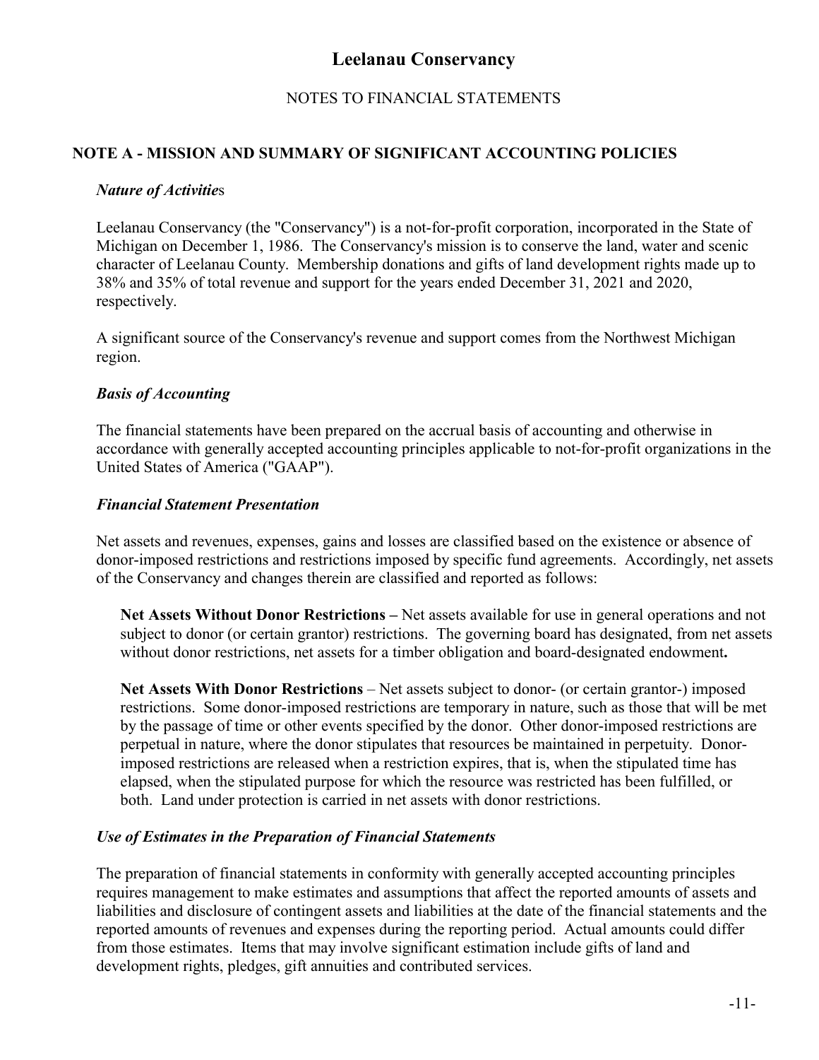# Leelanau Conservancy

## NOTES TO FINANCIAL STATEMENTS

### NOTE A - MISSION AND SUMMARY OF SIGNIFICANT ACCOUNTING POLICIES

***Nature of Activities***

Leelanau Conservancy (the "Conservancy") is a not-for-profit corporation, incorporated in the State of Michigan on December 1, 1986. The Conservancy's mission is to conserve the land, water and scenic character of Leelanau County. Membership donations and gifts of land development rights made up to 38% and 35% of total revenue and support for the years ended December 31, 2021 and 2020, respectively.

A significant source of the Conservancy's revenue and support comes from the Northwest Michigan region.

***Basis of Accounting***

The financial statements have been prepared on the accrual basis of accounting and otherwise in accordance with generally accepted accounting principles applicable to not-for-profit organizations in the United States of America ("GAAP").

***Financial Statement Presentation***

Net assets and revenues, expenses, gains and losses are classified based on the existence or absence of donor-imposed restrictions and restrictions imposed by specific fund agreements. Accordingly, net assets of the Conservancy and changes therein are classified and reported as follows:

**Net Assets Without Donor Restrictions –** Net assets available for use in general operations and not subject to donor (or certain grantor) restrictions. The governing board has designated, from net assets without donor restrictions, net assets for a timber obligation and board-designated endowment**.**

**Net Assets With Donor Restrictions** – Net assets subject to donor- (or certain grantor-) imposed restrictions. Some donor-imposed restrictions are temporary in nature, such as those that will be met by the passage of time or other events specified by the donor. Other donor-imposed restrictions are perpetual in nature, where the donor stipulates that resources be maintained in perpetuity. Donor-imposed restrictions are released when a restriction expires, that is, when the stipulated time has elapsed, when the stipulated purpose for which the resource was restricted has been fulfilled, or both. Land under protection is carried in net assets with donor restrictions.

***Use of Estimates in the Preparation of Financial Statements***

The preparation of financial statements in conformity with generally accepted accounting principles requires management to make estimates and assumptions that affect the reported amounts of assets and liabilities and disclosure of contingent assets and liabilities at the date of the financial statements and the reported amounts of revenues and expenses during the reporting period. Actual amounts could differ from those estimates. Items that may involve significant estimation include gifts of land and development rights, pledges, gift annuities and contributed services.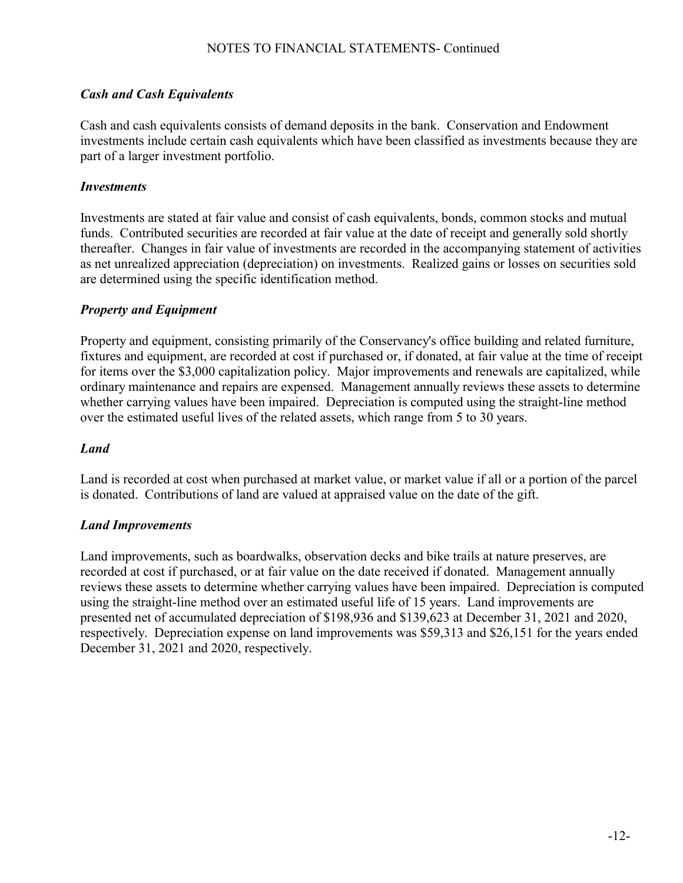### *Cash and Cash Equivalents*

Cash and cash equivalents consists of demand deposits in the bank. Conservation and Endowment investments include certain cash equivalents which have been classified as investments because they are part of a larger investment portfolio.

### *Investments*

Investments are stated at fair value and consist of cash equivalents, bonds, common stocks and mutual funds. Contributed securities are recorded at fair value at the date of receipt and generally sold shortly thereafter. Changes in fair value of investments are recorded in the accompanying statement of activities as net unrealized appreciation (depreciation) on investments. Realized gains or losses on securities sold are determined using the specific identification method.

### *Property and Equipment*

Property and equipment, consisting primarily of the Conservancy's office building and related furniture, fixtures and equipment, are recorded at cost if purchased or, if donated, at fair value at the time of receipt for items over the $3,000 capitalization policy. Major improvements and renewals are capitalized, while ordinary maintenance and repairs are expensed. Management annually reviews these assets to determine whether carrying values have been impaired. Depreciation is computed using the straight-line method over the estimated useful lives of the related assets, which range from 5 to 30 years.

### *Land*

Land is recorded at cost when purchased at market value, or market value if all or a portion of the parcel is donated. Contributions of land are valued at appraised value on the date of the gift.

### *Land Improvements*

Land improvements, such as boardwalks, observation decks and bike trails at nature preserves, are recorded at cost if purchased, or at fair value on the date received if donated. Management annually reviews these assets to determine whether carrying values have been impaired. Depreciation is computed using the straight-line method over an estimated useful life of 15 years. Land improvements are presented net of accumulated depreciation of $198,936 and $139,623 at December 31, 2021 and 2020, respectively. Depreciation expense on land improvements was $59,313 and $26,151 for the years ended December 31, 2021 and 2020, respectively.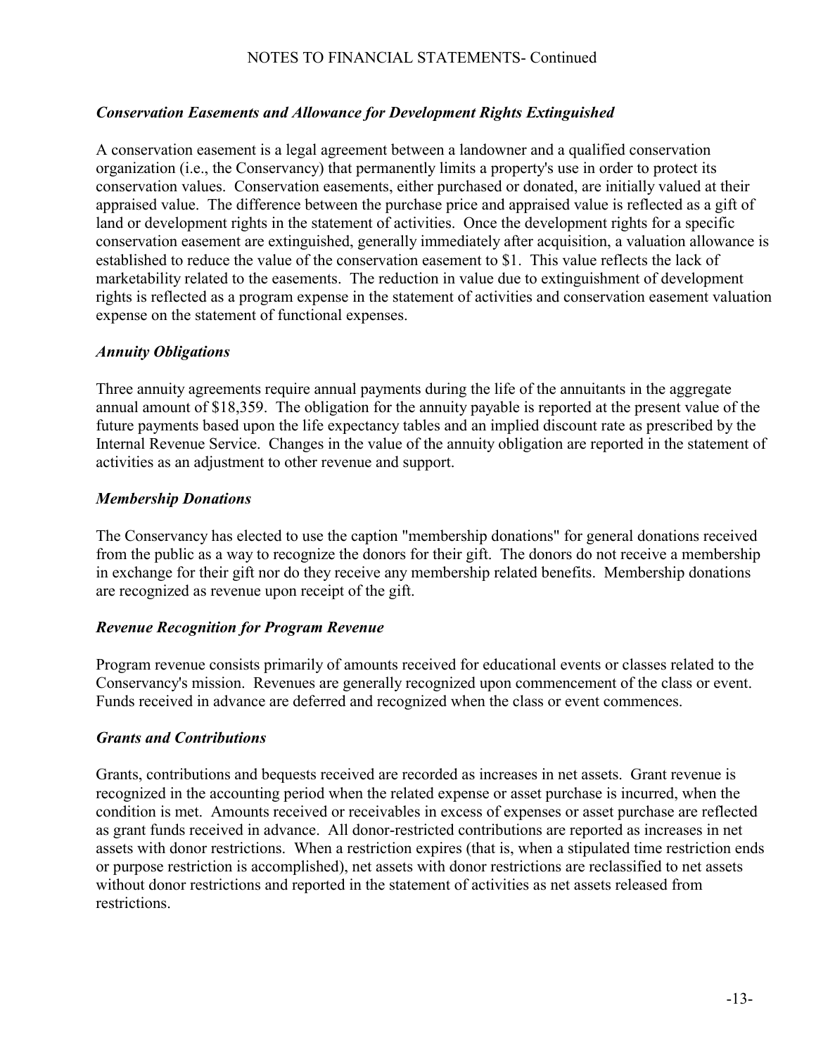### *Conservation Easements and Allowance for Development Rights Extinguished*

A conservation easement is a legal agreement between a landowner and a qualified conservation organization (i.e., the Conservancy) that permanently limits a property's use in order to protect its conservation values. Conservation easements, either purchased or donated, are initially valued at their appraised value. The difference between the purchase price and appraised value is reflected as a gift of land or development rights in the statement of activities. Once the development rights for a specific conservation easement are extinguished, generally immediately after acquisition, a valuation allowance is established to reduce the value of the conservation easement to $1. This value reflects the lack of marketability related to the easements. The reduction in value due to extinguishment of development rights is reflected as a program expense in the statement of activities and conservation easement valuation expense on the statement of functional expenses.

### *Annuity Obligations*

Three annuity agreements require annual payments during the life of the annuitants in the aggregate annual amount of $18,359. The obligation for the annuity payable is reported at the present value of the future payments based upon the life expectancy tables and an implied discount rate as prescribed by the Internal Revenue Service. Changes in the value of the annuity obligation are reported in the statement of activities as an adjustment to other revenue and support.

### *Membership Donations*

The Conservancy has elected to use the caption "membership donations" for general donations received from the public as a way to recognize the donors for their gift. The donors do not receive a membership in exchange for their gift nor do they receive any membership related benefits. Membership donations are recognized as revenue upon receipt of the gift.

### *Revenue Recognition for Program Revenue*

Program revenue consists primarily of amounts received for educational events or classes related to the Conservancy's mission. Revenues are generally recognized upon commencement of the class or event. Funds received in advance are deferred and recognized when the class or event commences.

### *Grants and Contributions*

Grants, contributions and bequests received are recorded as increases in net assets. Grant revenue is recognized in the accounting period when the related expense or asset purchase is incurred, when the condition is met. Amounts received or receivables in excess of expenses or asset purchase are reflected as grant funds received in advance. All donor-restricted contributions are reported as increases in net assets with donor restrictions. When a restriction expires (that is, when a stipulated time restriction ends or purpose restriction is accomplished), net assets with donor restrictions are reclassified to net assets without donor restrictions and reported in the statement of activities as net assets released from restrictions.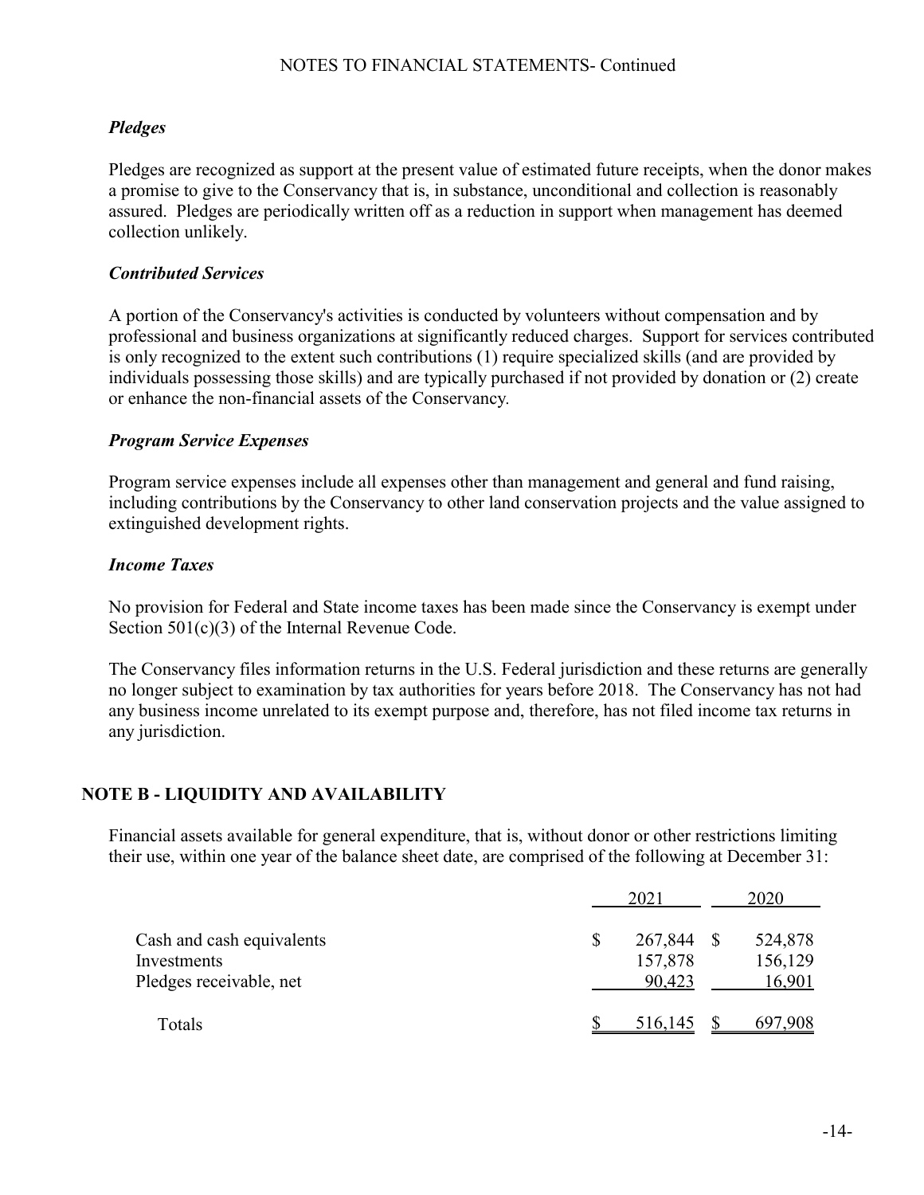### *Pledges*

Pledges are recognized as support at the present value of estimated future receipts, when the donor makes a promise to give to the Conservancy that is, in substance, unconditional and collection is reasonably assured. Pledges are periodically written off as a reduction in support when management has deemed collection unlikely.

### *Contributed Services*

A portion of the Conservancy's activities is conducted by volunteers without compensation and by professional and business organizations at significantly reduced charges. Support for services contributed is only recognized to the extent such contributions (1) require specialized skills (and are provided by individuals possessing those skills) and are typically purchased if not provided by donation or (2) create or enhance the non-financial assets of the Conservancy.

### *Program Service Expenses*

Program service expenses include all expenses other than management and general and fund raising, including contributions by the Conservancy to other land conservation projects and the value assigned to extinguished development rights.

### *Income Taxes*

No provision for Federal and State income taxes has been made since the Conservancy is exempt under Section 501(c)(3) of the Internal Revenue Code.

The Conservancy files information returns in the U.S. Federal jurisdiction and these returns are generally no longer subject to examination by tax authorities for years before 2018. The Conservancy has not had any business income unrelated to its exempt purpose and, therefore, has not filed income tax returns in any jurisdiction.

## NOTE B - LIQUIDITY AND AVAILABILITY

Financial assets available for general expenditure, that is, without donor or other restrictions limiting their use, within one year of the balance sheet date, are comprised of the following at December 31:

| | 2021 | 2020 |
|---|---|---|
| Cash and cash equivalents | $ 267,844 | $ 524,878 |
| Investments | 157,878 | 156,129 |
| Pledges receivable, net | 90,423 | 16,901 |
| Totals | $ 516,145 | $ 697,908 |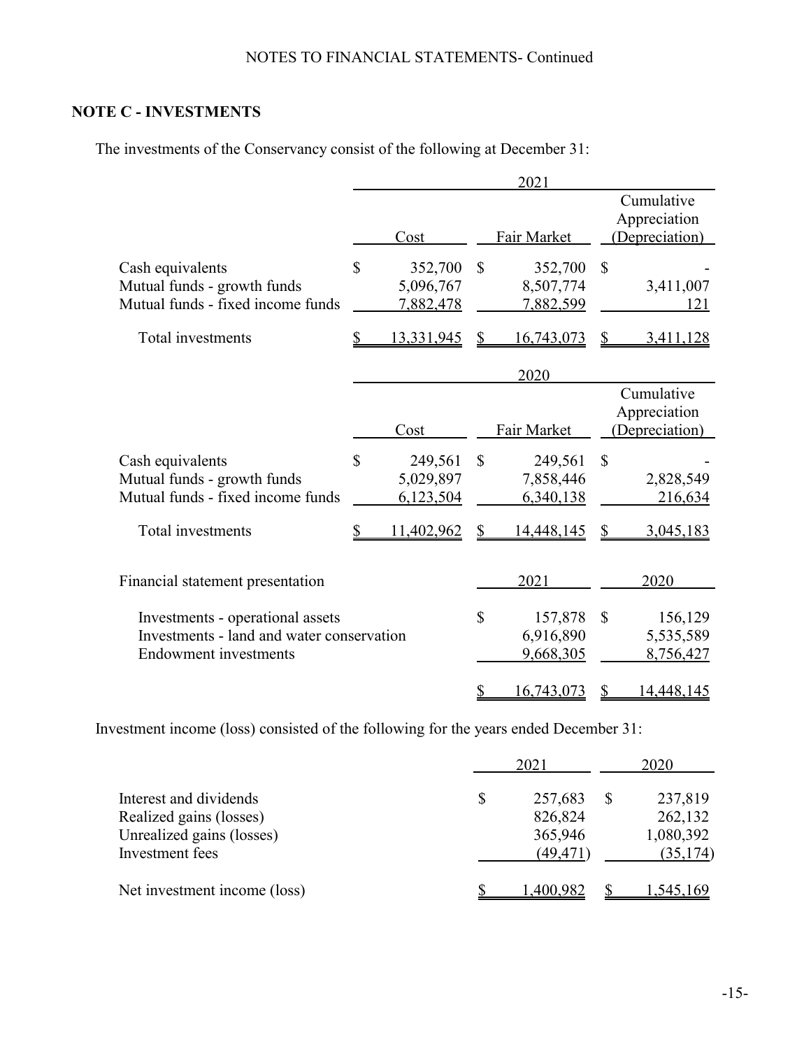NOTES TO FINANCIAL STATEMENTS- Continued

## NOTE C - INVESTMENTS

The investments of the Conservancy consist of the following at December 31:

| | 2021 | | |
|---|---|---|---|
| | Cost | Fair Market | Cumulative Appreciation (Depreciation) |
| Cash equivalents | $ 352,700 | $ 352,700 | $ - |
| Mutual funds - growth funds | 5,096,767 | 8,507,774 | 3,411,007 |
| Mutual funds - fixed income funds | 7,882,478 | 7,882,599 | 121 |
| Total investments | $ 13,331,945 | $ 16,743,073 | $ 3,411,128 |

| | 2020 | | |
|---|---|---|---|
| | Cost | Fair Market | Cumulative Appreciation (Depreciation) |
| Cash equivalents | $ 249,561 | $ 249,561 | $ - |
| Mutual funds - growth funds | 5,029,897 | 7,858,446 | 2,828,549 |
| Mutual funds - fixed income funds | 6,123,504 | 6,340,138 | 216,634 |
| Total investments | $ 11,402,962 | $ 14,448,145 | $ 3,045,183 |

| Financial statement presentation | 2021 | 2020 |
|---|---|---|
| Investments - operational assets | $ 157,878 | $ 156,129 |
| Investments - land and water conservation | 6,916,890 | 5,535,589 |
| Endowment investments | 9,668,305 | 8,756,427 |
| | $ 16,743,073 | $ 14,448,145 |

Investment income (loss) consisted of the following for the years ended December 31:

| | 2021 | 2020 |
|---|---|---|
| Interest and dividends | $ 257,683 | $ 237,819 |
| Realized gains (losses) | 826,824 | 262,132 |
| Unrealized gains (losses) | 365,946 | 1,080,392 |
| Investment fees | (49,471) | (35,174) |
| Net investment income (loss) | $ 1,400,982 | $ 1,545,169 |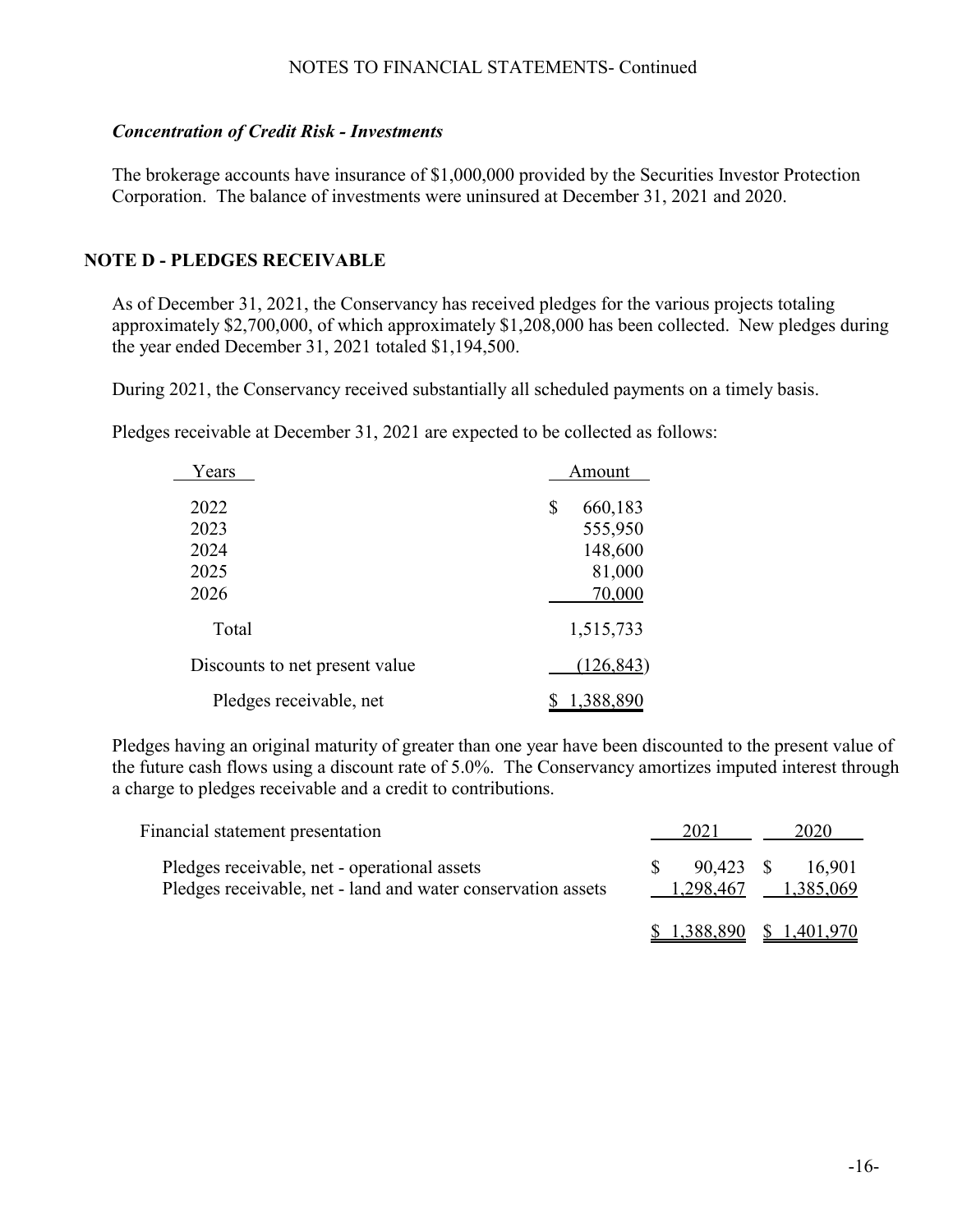NOTES TO FINANCIAL STATEMENTS- Continued

### *Concentration of Credit Risk - Investments*

The brokerage accounts have insurance of $1,000,000 provided by the Securities Investor Protection Corporation. The balance of investments were uninsured at December 31, 2021 and 2020.

## NOTE D - PLEDGES RECEIVABLE

As of December 31, 2021, the Conservancy has received pledges for the various projects totaling approximately $2,700,000, of which approximately $1,208,000 has been collected. New pledges during the year ended December 31, 2021 totaled $1,194,500.

During 2021, the Conservancy received substantially all scheduled payments on a timely basis.

Pledges receivable at December 31, 2021 are expected to be collected as follows:

| Years | Amount |
|---|---|
| 2022 | $ 660,183 |
| 2023 | 555,950 |
| 2024 | 148,600 |
| 2025 | 81,000 |
| 2026 | 70,000 |
| Total | 1,515,733 |
| Discounts to net present value | (126,843) |
| Pledges receivable, net | $ 1,388,890 |

Pledges having an original maturity of greater than one year have been discounted to the present value of the future cash flows using a discount rate of 5.0%. The Conservancy amortizes imputed interest through a charge to pledges receivable and a credit to contributions.

| Financial statement presentation | 2021 | 2020 |
|---|---|---|
| Pledges receivable, net - operational assets | $ 90,423 | $ 16,901 |
| Pledges receivable, net - land and water conservation assets | 1,298,467 | 1,385,069 |
| | $ 1,388,890 | $ 1,401,970 |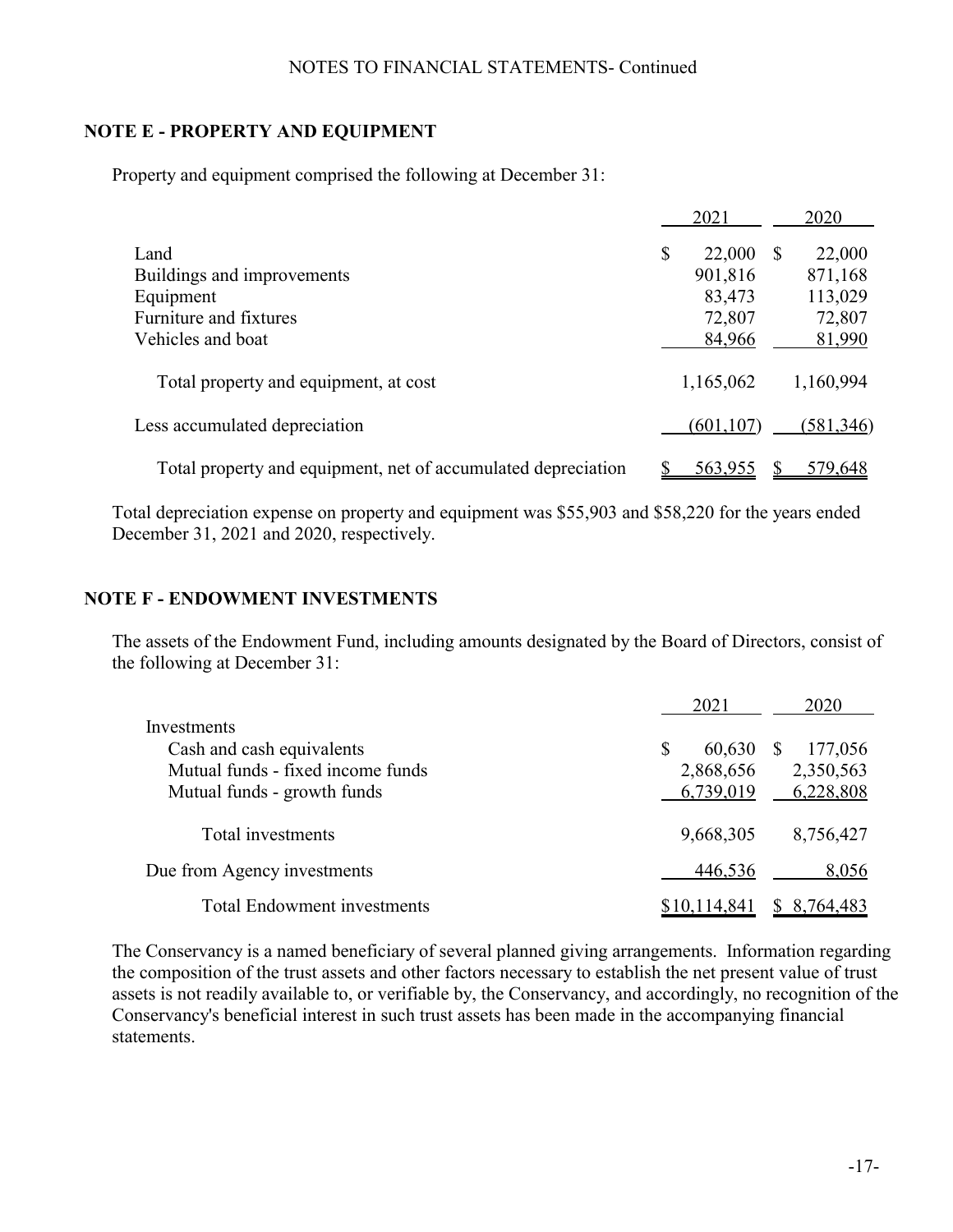NOTES TO FINANCIAL STATEMENTS- Continued

## NOTE E - PROPERTY AND EQUIPMENT

Property and equipment comprised the following at December 31:

| | 2021 | 2020 |
|---|---|---|
| Land | $ 22,000 | $ 22,000 |
| Buildings and improvements | 901,816 | 871,168 |
| Equipment | 83,473 | 113,029 |
| Furniture and fixtures | 72,807 | 72,807 |
| Vehicles and boat | 84,966 | 81,990 |
| Total property and equipment, at cost | 1,165,062 | 1,160,994 |
| Less accumulated depreciation | (601,107) | (581,346) |
| Total property and equipment, net of accumulated depreciation | $ 563,955 | $ 579,648 |

Total depreciation expense on property and equipment was $55,903 and $58,220 for the years ended December 31, 2021 and 2020, respectively.

## NOTE F - ENDOWMENT INVESTMENTS

The assets of the Endowment Fund, including amounts designated by the Board of Directors, consist of the following at December 31:

| | 2021 | 2020 |
|---|---|---|
| Investments | | |
| Cash and cash equivalents | $ 60,630 | $ 177,056 |
| Mutual funds - fixed income funds | 2,868,656 | 2,350,563 |
| Mutual funds - growth funds | 6,739,019 | 6,228,808 |
| Total investments | 9,668,305 | 8,756,427 |
| Due from Agency investments | 446,536 | 8,056 |
| Total Endowment investments | $10,114,841 | $ 8,764,483 |

The Conservancy is a named beneficiary of several planned giving arrangements. Information regarding the composition of the trust assets and other factors necessary to establish the net present value of trust assets is not readily available to, or verifiable by, the Conservancy, and accordingly, no recognition of the Conservancy's beneficial interest in such trust assets has been made in the accompanying financial statements.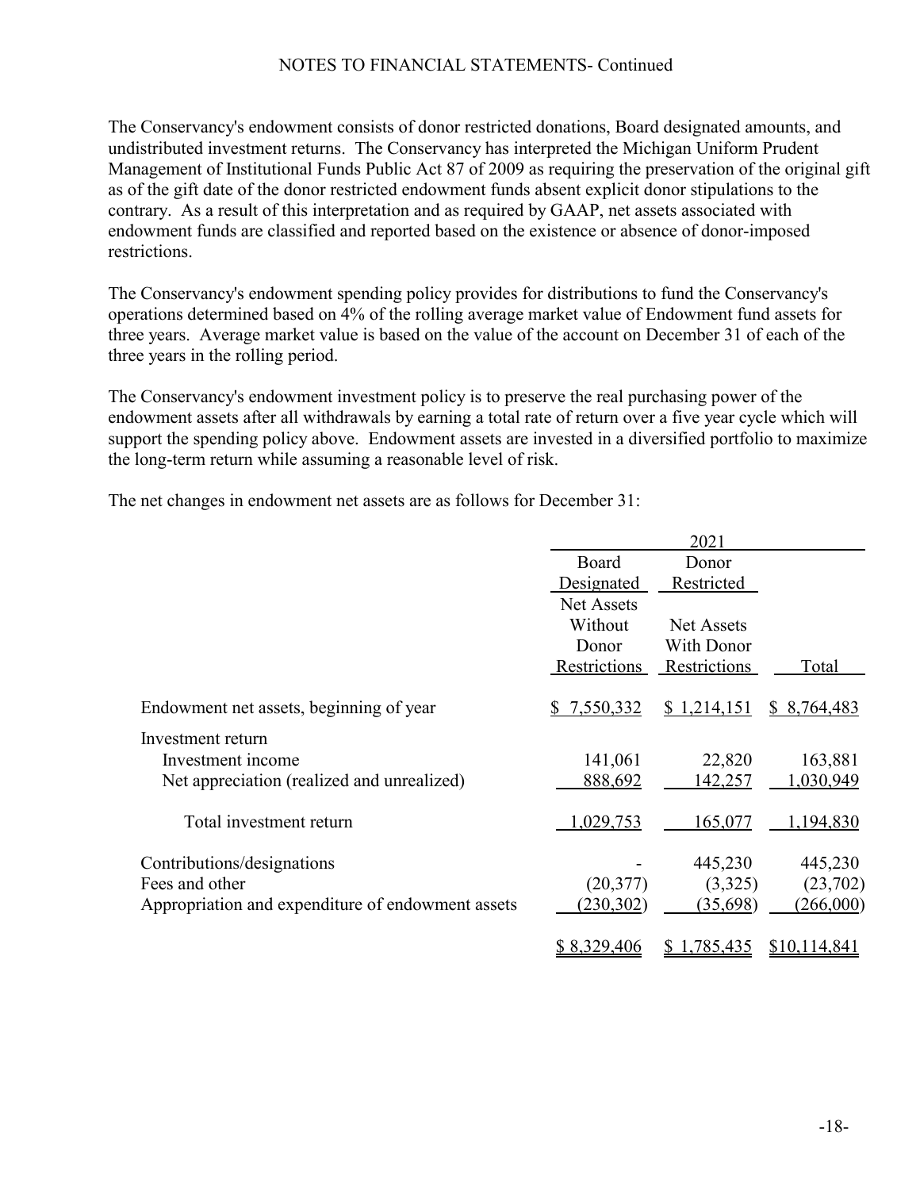The Conservancy's endowment consists of donor restricted donations, Board designated amounts, and undistributed investment returns. The Conservancy has interpreted the Michigan Uniform Prudent Management of Institutional Funds Public Act 87 of 2009 as requiring the preservation of the original gift as of the gift date of the donor restricted endowment funds absent explicit donor stipulations to the contrary. As a result of this interpretation and as required by GAAP, net assets associated with endowment funds are classified and reported based on the existence or absence of donor-imposed restrictions.

The Conservancy's endowment spending policy provides for distributions to fund the Conservancy's operations determined based on 4% of the rolling average market value of Endowment fund assets for three years. Average market value is based on the value of the account on December 31 of each of the three years in the rolling period.

The Conservancy's endowment investment policy is to preserve the real purchasing power of the endowment assets after all withdrawals by earning a total rate of return over a five year cycle which will support the spending policy above. Endowment assets are invested in a diversified portfolio to maximize the long-term return while assuming a reasonable level of risk.

The net changes in endowment net assets are as follows for December 31:

| | 2021 | | |
|---|---|---|---|
| | Board Designated | Donor Restricted | |
| | Net Assets Without Donor Restrictions | Net Assets With Donor Restrictions | Total |
| Endowment net assets, beginning of year | $ 7,550,332 | $ 1,214,151 | $ 8,764,483 |
| Investment return | | | |
| Investment income | 141,061 | 22,820 | 163,881 |
| Net appreciation (realized and unrealized) | 888,692 | 142,257 | 1,030,949 |
| Total investment return | 1,029,753 | 165,077 | 1,194,830 |
| Contributions/designations | - | 445,230 | 445,230 |
| Fees and other | (20,377) | (3,325) | (23,702) |
| Appropriation and expenditure of endowment assets | (230,302) | (35,698) | (266,000) |
| | $ 8,329,406 | $ 1,785,435 | $10,114,841 |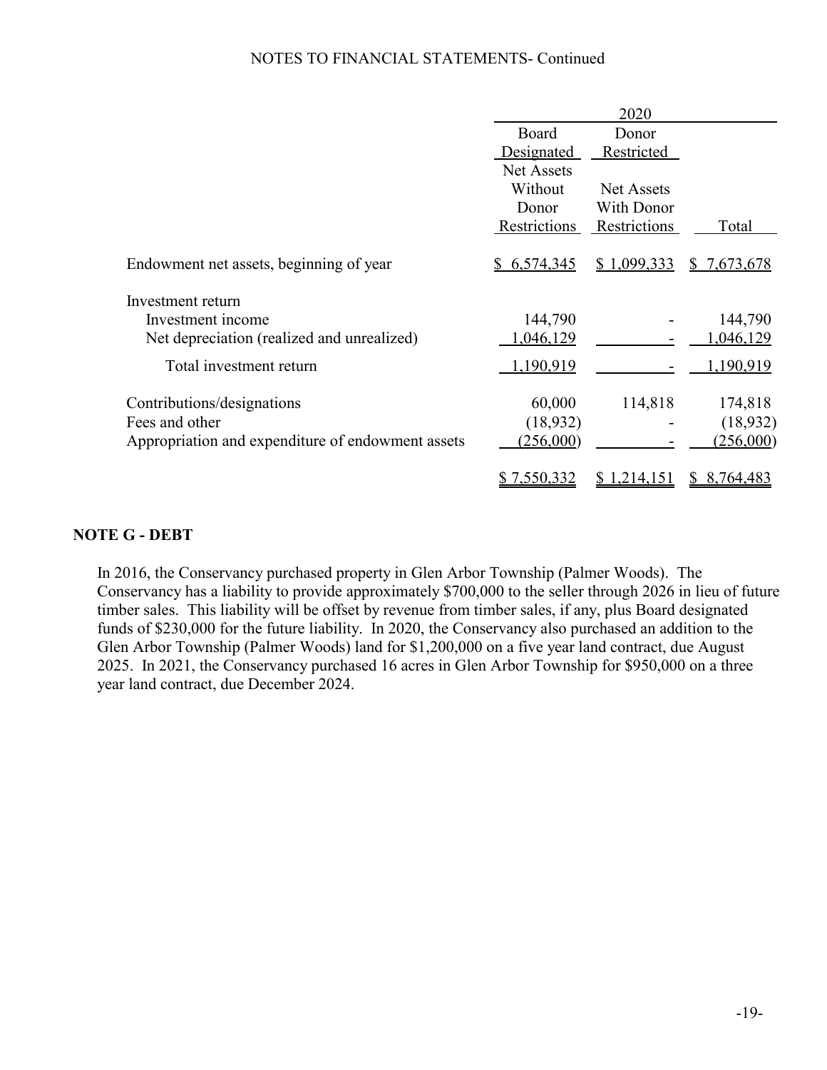NOTES TO FINANCIAL STATEMENTS- Continued

| | 2020 | | |
|---|---|---|---|
| | Board Designated Net Assets Without Donor Restrictions | Donor Restricted Net Assets With Donor Restrictions | Total |
| Endowment net assets, beginning of year | $ 6,574,345 | $ 1,099,333 | $ 7,673,678 |
| Investment return | | | |
| Investment income | 144,790 | - | 144,790 |
| Net depreciation (realized and unrealized) | 1,046,129 | - | 1,046,129 |
| Total investment return | 1,190,919 | - | 1,190,919 |
| Contributions/designations | 60,000 | 114,818 | 174,818 |
| Fees and other | (18,932) | - | (18,932) |
| Appropriation and expenditure of endowment assets | (256,000) | - | (256,000) |
| | $ 7,550,332 | $ 1,214,151 | $ 8,764,483 |

**NOTE G - DEBT**

In 2016, the Conservancy purchased property in Glen Arbor Township (Palmer Woods). The Conservancy has a liability to provide approximately $700,000 to the seller through 2026 in lieu of future timber sales. This liability will be offset by revenue from timber sales, if any, plus Board designated funds of $230,000 for the future liability. In 2020, the Conservancy also purchased an addition to the Glen Arbor Township (Palmer Woods) land for $1,200,000 on a five year land contract, due August 2025. In 2021, the Conservancy purchased 16 acres in Glen Arbor Township for $950,000 on a three year land contract, due December 2024.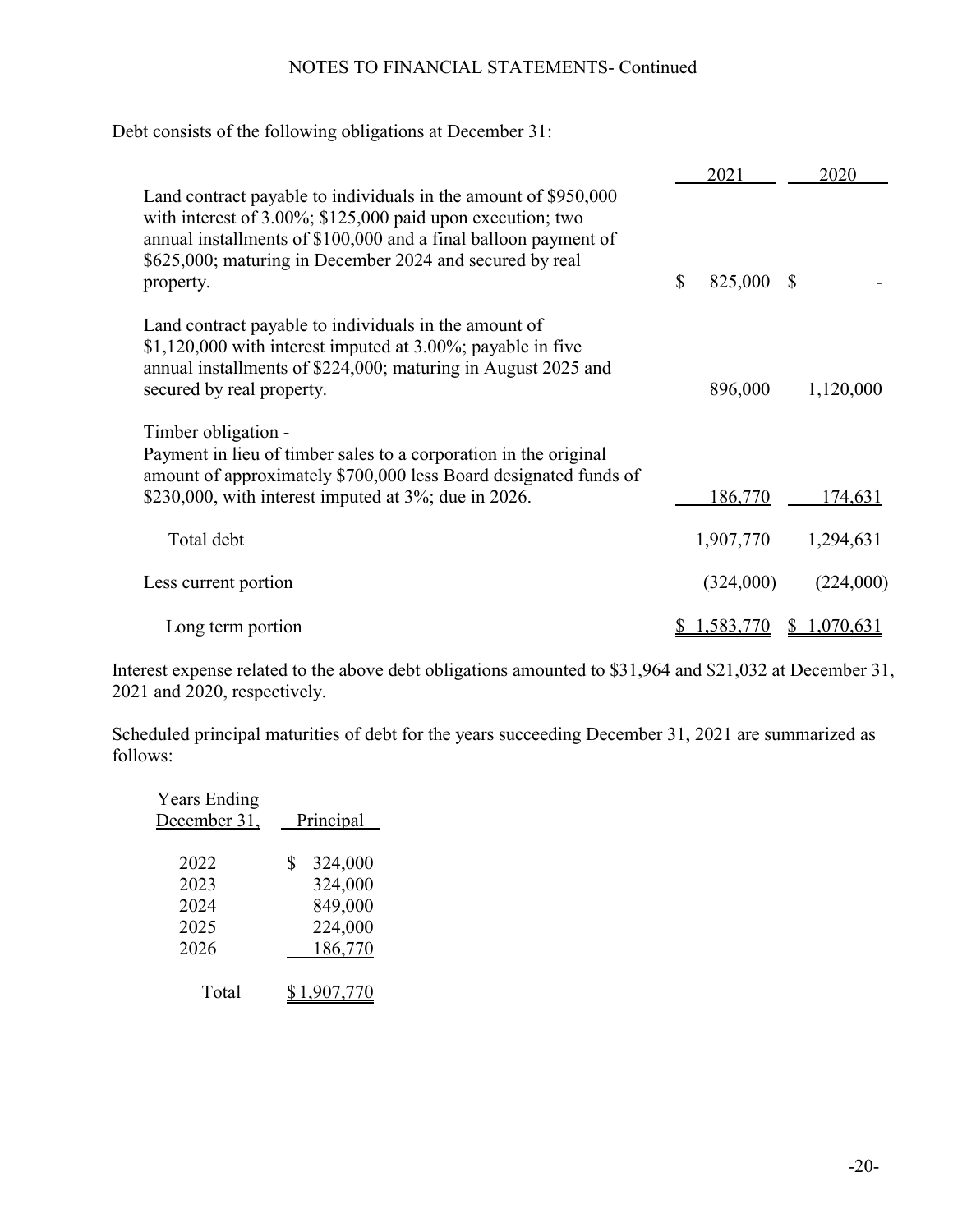NOTES TO FINANCIAL STATEMENTS- Continued

Debt consists of the following obligations at December 31:

| | 2021 | 2020 |
|---|---|---|
| Land contract payable to individuals in the amount of $950,000 with interest of 3.00%; $125,000 paid upon execution; two annual installments of $100,000 and a final balloon payment of $625,000; maturing in December 2024 and secured by real property. | $ 825,000 | $ - |
| Land contract payable to individuals in the amount of $1,120,000 with interest imputed at 3.00%; payable in five annual installments of $224,000; maturing in August 2025 and secured by real property. | 896,000 | 1,120,000 |
| Timber obligation - Payment in lieu of timber sales to a corporation in the original amount of approximately $700,000 less Board designated funds of $230,000, with interest imputed at 3%; due in 2026. | 186,770 | 174,631 |
| Total debt | 1,907,770 | 1,294,631 |
| Less current portion | (324,000) | (224,000) |
| Long term portion | $ 1,583,770 | $ 1,070,631 |

Interest expense related to the above debt obligations amounted to $31,964 and $21,032 at December 31, 2021 and 2020, respectively.

Scheduled principal maturities of debt for the years succeeding December 31, 2021 are summarized as follows:

| Years Ending December 31, | Principal |
|---|---|
| 2022 | $ 324,000 |
| 2023 | 324,000 |
| 2024 | 849,000 |
| 2025 | 224,000 |
| 2026 | 186,770 |
| Total | $ 1,907,770 |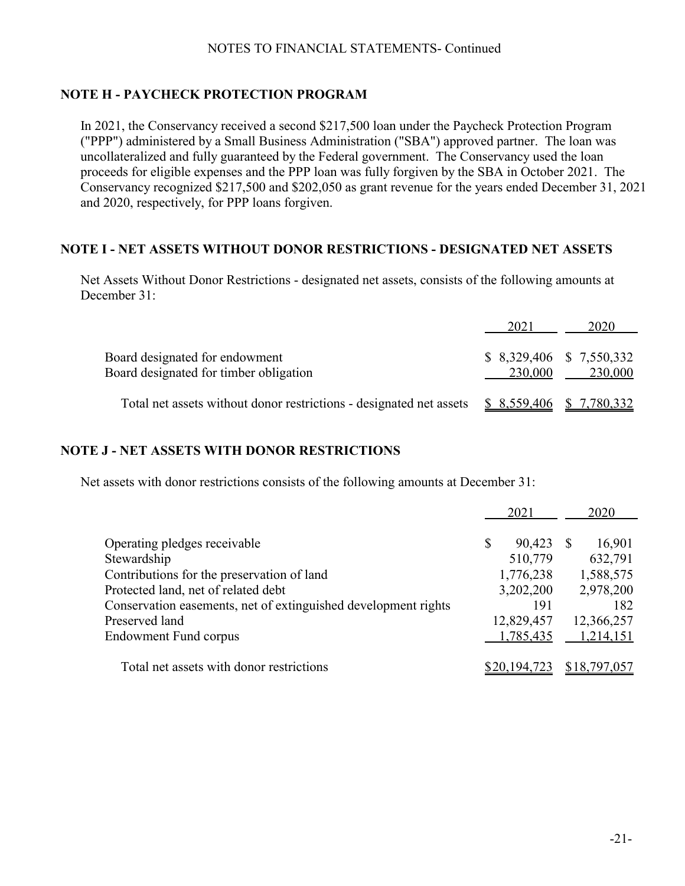NOTES TO FINANCIAL STATEMENTS- Continued

## NOTE H - PAYCHECK PROTECTION PROGRAM

In 2021, the Conservancy received a second $217,500 loan under the Paycheck Protection Program ("PPP") administered by a Small Business Administration ("SBA") approved partner. The loan was uncollateralized and fully guaranteed by the Federal government. The Conservancy used the loan proceeds for eligible expenses and the PPP loan was fully forgiven by the SBA in October 2021. The Conservancy recognized $217,500 and $202,050 as grant revenue for the years ended December 31, 2021 and 2020, respectively, for PPP loans forgiven.

## NOTE I - NET ASSETS WITHOUT DONOR RESTRICTIONS - DESIGNATED NET ASSETS

Net Assets Without Donor Restrictions - designated net assets, consists of the following amounts at December 31:

| | 2021 | 2020 |
|---|---|---|
| Board designated for endowment | $ 8,329,406 | $ 7,550,332 |
| Board designated for timber obligation | 230,000 | 230,000 |
| Total net assets without donor restrictions - designated net assets | $ 8,559,406 | $ 7,780,332 |

## NOTE J - NET ASSETS WITH DONOR RESTRICTIONS

Net assets with donor restrictions consists of the following amounts at December 31:

| | 2021 | 2020 |
|---|---|---|
| Operating pledges receivable | $ 90,423 | $ 16,901 |
| Stewardship | 510,779 | 632,791 |
| Contributions for the preservation of land | 1,776,238 | 1,588,575 |
| Protected land, net of related debt | 3,202,200 | 2,978,200 |
| Conservation easements, net of extinguished development rights | 191 | 182 |
| Preserved land | 12,829,457 | 12,366,257 |
| Endowment Fund corpus | 1,785,435 | 1,214,151 |
| Total net assets with donor restrictions | $20,194,723 | $18,797,057 |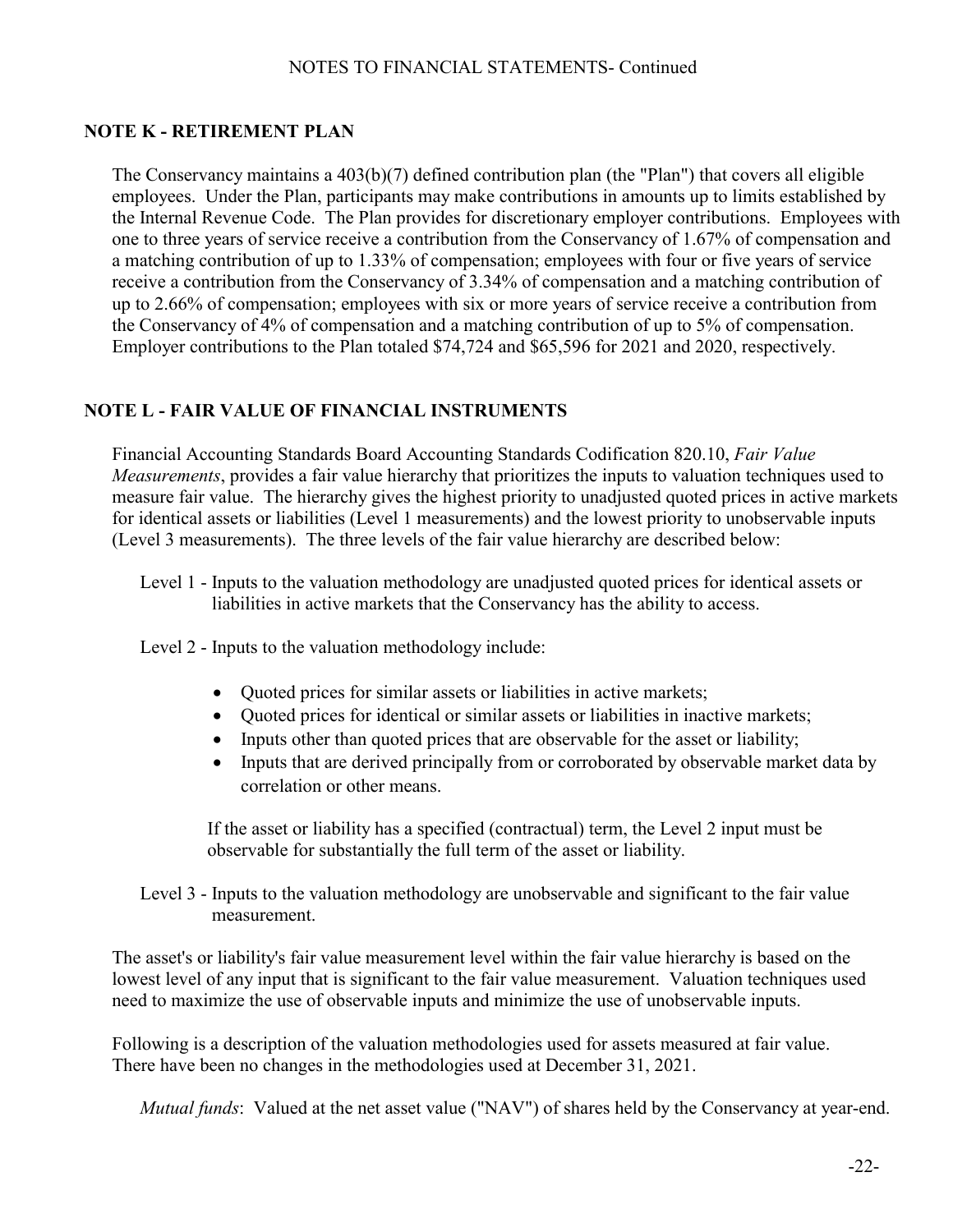## NOTE K - RETIREMENT PLAN

The Conservancy maintains a 403(b)(7) defined contribution plan (the "Plan") that covers all eligible employees. Under the Plan, participants may make contributions in amounts up to limits established by the Internal Revenue Code. The Plan provides for discretionary employer contributions. Employees with one to three years of service receive a contribution from the Conservancy of 1.67% of compensation and a matching contribution of up to 1.33% of compensation; employees with four or five years of service receive a contribution from the Conservancy of 3.34% of compensation and a matching contribution of up to 2.66% of compensation; employees with six or more years of service receive a contribution from the Conservancy of 4% of compensation and a matching contribution of up to 5% of compensation. Employer contributions to the Plan totaled $74,724 and $65,596 for 2021 and 2020, respectively.

## NOTE L - FAIR VALUE OF FINANCIAL INSTRUMENTS

Financial Accounting Standards Board Accounting Standards Codification 820.10, *Fair Value Measurements*, provides a fair value hierarchy that prioritizes the inputs to valuation techniques used to measure fair value. The hierarchy gives the highest priority to unadjusted quoted prices in active markets for identical assets or liabilities (Level 1 measurements) and the lowest priority to unobservable inputs (Level 3 measurements). The three levels of the fair value hierarchy are described below:

Level 1 - Inputs to the valuation methodology are unadjusted quoted prices for identical assets or liabilities in active markets that the Conservancy has the ability to access.

Level 2 - Inputs to the valuation methodology include:

- Quoted prices for similar assets or liabilities in active markets;
- Quoted prices for identical or similar assets or liabilities in inactive markets;
- Inputs other than quoted prices that are observable for the asset or liability;
- Inputs that are derived principally from or corroborated by observable market data by correlation or other means.

If the asset or liability has a specified (contractual) term, the Level 2 input must be observable for substantially the full term of the asset or liability.

Level 3 - Inputs to the valuation methodology are unobservable and significant to the fair value measurement.

The asset's or liability's fair value measurement level within the fair value hierarchy is based on the lowest level of any input that is significant to the fair value measurement. Valuation techniques used need to maximize the use of observable inputs and minimize the use of unobservable inputs.

Following is a description of the valuation methodologies used for assets measured at fair value. There have been no changes in the methodologies used at December 31, 2021.

*Mutual funds*: Valued at the net asset value ("NAV") of shares held by the Conservancy at year-end.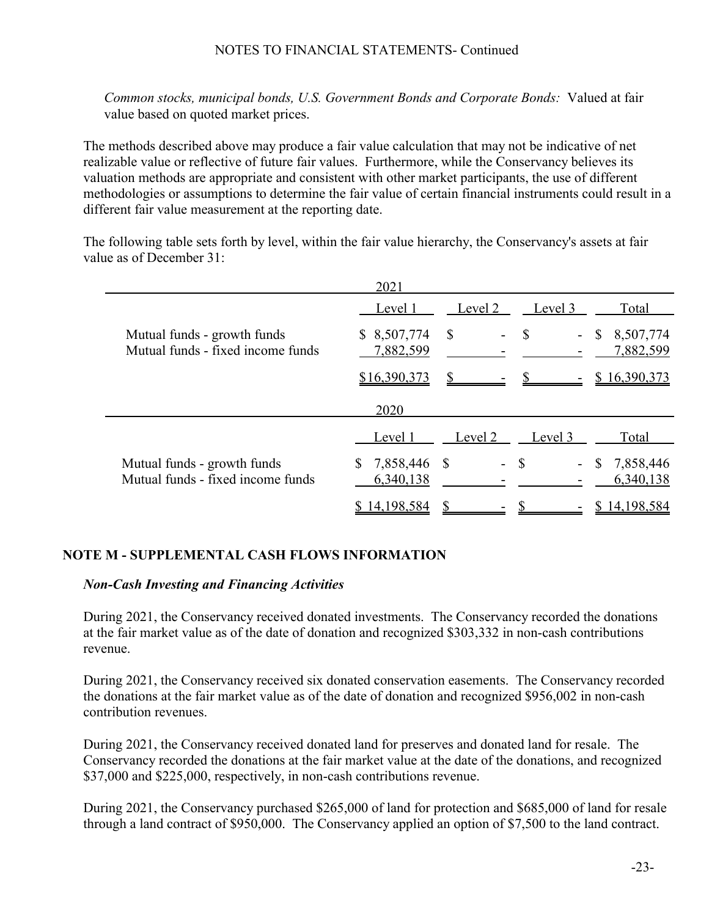*Common stocks, municipal bonds, U.S. Government Bonds and Corporate Bonds:* Valued at fair value based on quoted market prices.

The methods described above may produce a fair value calculation that may not be indicative of net realizable value or reflective of future fair values. Furthermore, while the Conservancy believes its valuation methods are appropriate and consistent with other market participants, the use of different methodologies or assumptions to determine the fair value of certain financial instruments could result in a different fair value measurement at the reporting date.

The following table sets forth by level, within the fair value hierarchy, the Conservancy's assets at fair value as of December 31:

| 2021 | Level 1 | Level 2 | Level 3 | Total |
|---|---|---|---|---|
| Mutual funds - growth funds | $ 8,507,774 | $ - | $ - | $ 8,507,774 |
| Mutual funds - fixed income funds | 7,882,599 | - | - | 7,882,599 |
| | $16,390,373 | $ - | $ - | $ 16,390,373 |

| 2020 | Level 1 | Level 2 | Level 3 | Total |
|---|---|---|---|---|
| Mutual funds - growth funds | $ 7,858,446 | $ - | $ - | $ 7,858,446 |
| Mutual funds - fixed income funds | 6,340,138 | - | - | 6,340,138 |
| | $ 14,198,584 | $ - | $ - | $ 14,198,584 |

## NOTE M - SUPPLEMENTAL CASH FLOWS INFORMATION

***Non-Cash Investing and Financing Activities***

During 2021, the Conservancy received donated investments. The Conservancy recorded the donations at the fair market value as of the date of donation and recognized $303,332 in non-cash contributions revenue.

During 2021, the Conservancy received six donated conservation easements. The Conservancy recorded the donations at the fair market value as of the date of donation and recognized $956,002 in non-cash contribution revenues.

During 2021, the Conservancy received donated land for preserves and donated land for resale. The Conservancy recorded the donations at the fair market value at the date of the donations, and recognized $37,000 and $225,000, respectively, in non-cash contributions revenue.

During 2021, the Conservancy purchased $265,000 of land for protection and $685,000 of land for resale through a land contract of $950,000. The Conservancy applied an option of $7,500 to the land contract.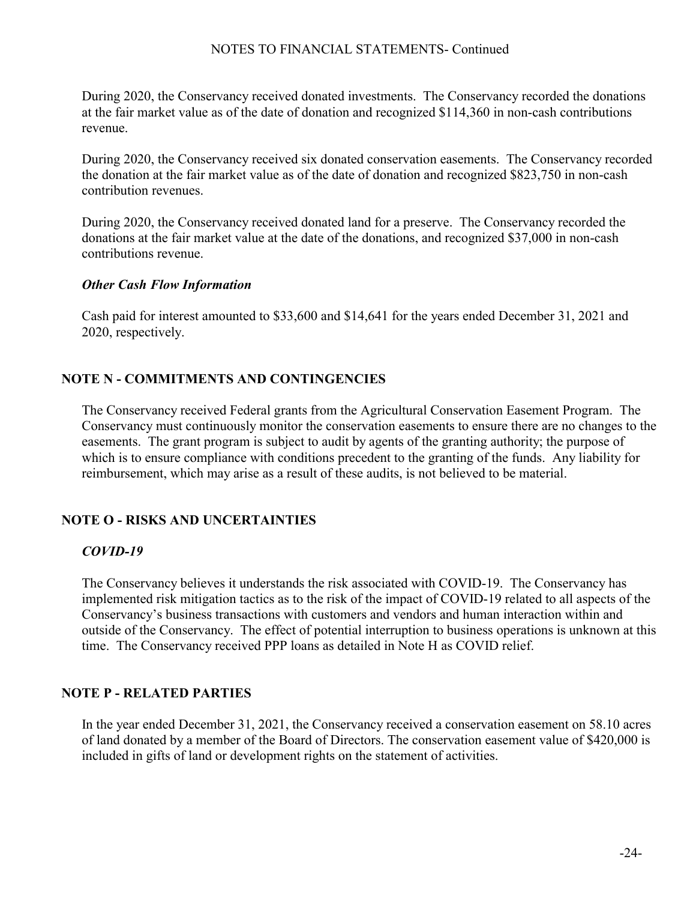During 2020, the Conservancy received donated investments. The Conservancy recorded the donations at the fair market value as of the date of donation and recognized $114,360 in non-cash contributions revenue.

During 2020, the Conservancy received six donated conservation easements. The Conservancy recorded the donation at the fair market value as of the date of donation and recognized $823,750 in non-cash contribution revenues.

During 2020, the Conservancy received donated land for a preserve. The Conservancy recorded the donations at the fair market value at the date of the donations, and recognized $37,000 in non-cash contributions revenue.

### *Other Cash Flow Information*

Cash paid for interest amounted to $33,600 and $14,641 for the years ended December 31, 2021 and 2020, respectively.

## NOTE N - COMMITMENTS AND CONTINGENCIES

The Conservancy received Federal grants from the Agricultural Conservation Easement Program. The Conservancy must continuously monitor the conservation easements to ensure there are no changes to the easements. The grant program is subject to audit by agents of the granting authority; the purpose of which is to ensure compliance with conditions precedent to the granting of the funds. Any liability for reimbursement, which may arise as a result of these audits, is not believed to be material.

## NOTE O - RISKS AND UNCERTAINTIES

### *COVID-19*

The Conservancy believes it understands the risk associated with COVID-19. The Conservancy has implemented risk mitigation tactics as to the risk of the impact of COVID-19 related to all aspects of the Conservancy's business transactions with customers and vendors and human interaction within and outside of the Conservancy. The effect of potential interruption to business operations is unknown at this time. The Conservancy received PPP loans as detailed in Note H as COVID relief.

## NOTE P - RELATED PARTIES

In the year ended December 31, 2021, the Conservancy received a conservation easement on 58.10 acres of land donated by a member of the Board of Directors. The conservation easement value of $420,000 is included in gifts of land or development rights on the statement of activities.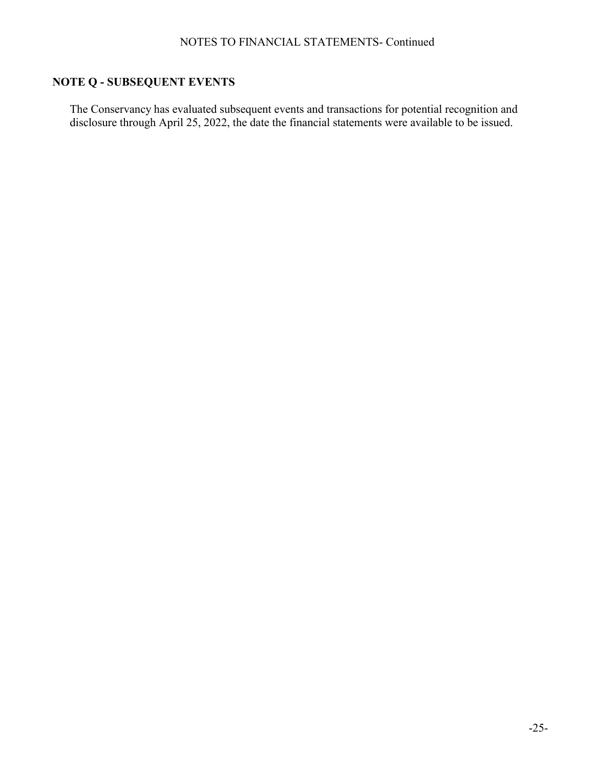## NOTE Q - SUBSEQUENT EVENTS

The Conservancy has evaluated subsequent events and transactions for potential recognition and disclosure through April 25, 2022, the date the financial statements were available to be issued.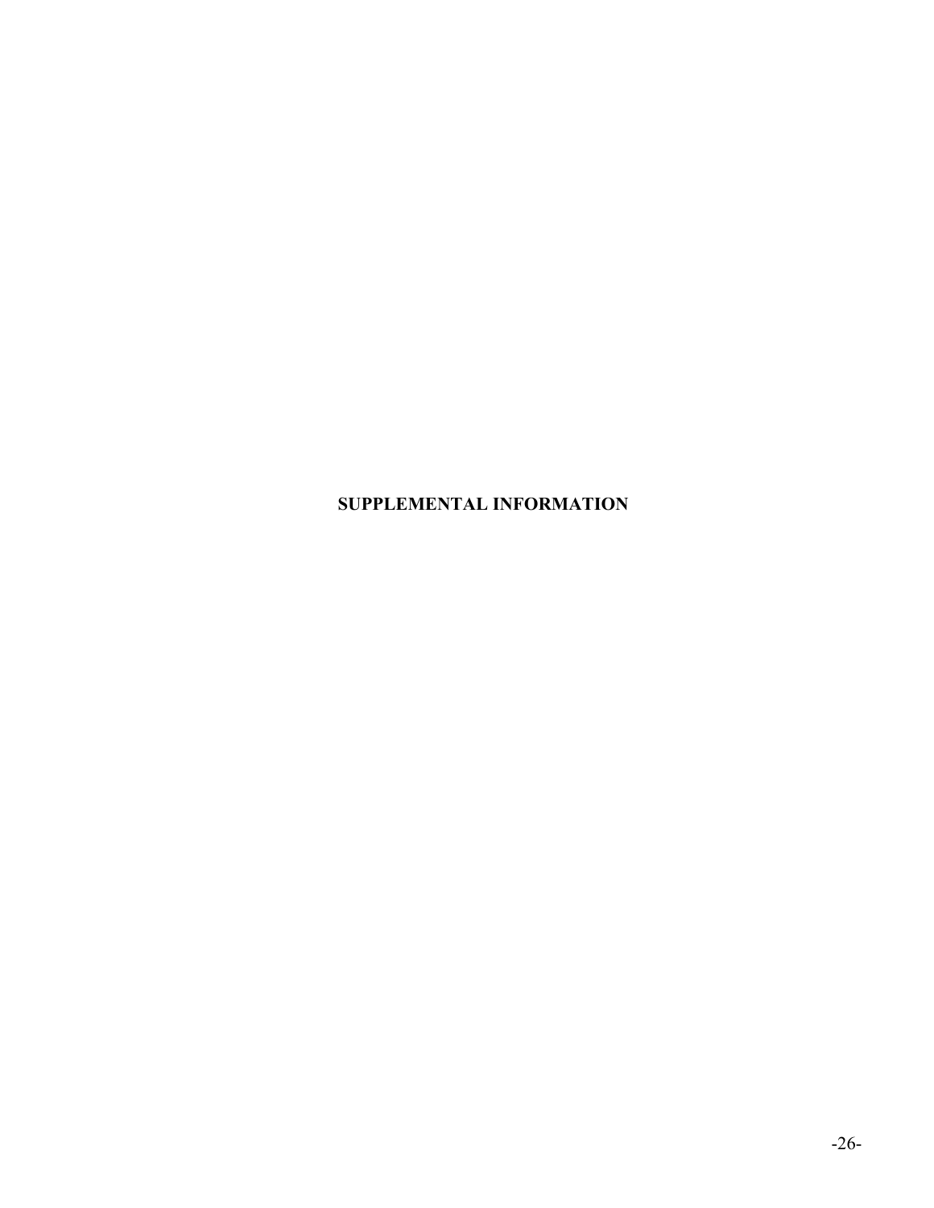**SUPPLEMENTAL INFORMATION**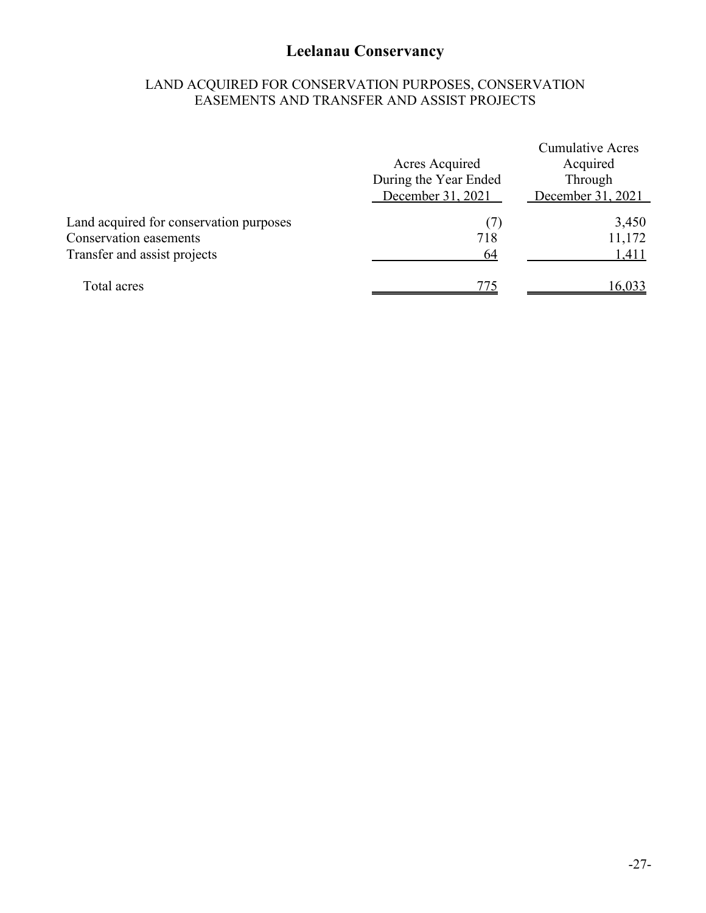# Leelanau Conservancy

## LAND ACQUIRED FOR CONSERVATION PURPOSES, CONSERVATION EASEMENTS AND TRANSFER AND ASSIST PROJECTS

| | Acres Acquired During the Year Ended December 31, 2021 | Cumulative Acres Acquired Through December 31, 2021 |
|---|---|---|
| Land acquired for conservation purposes | (7) | 3,450 |
| Conservation easements | 718 | 11,172 |
| Transfer and assist projects | 64 | 1,411 |
| Total acres | 775 | 16,033 |